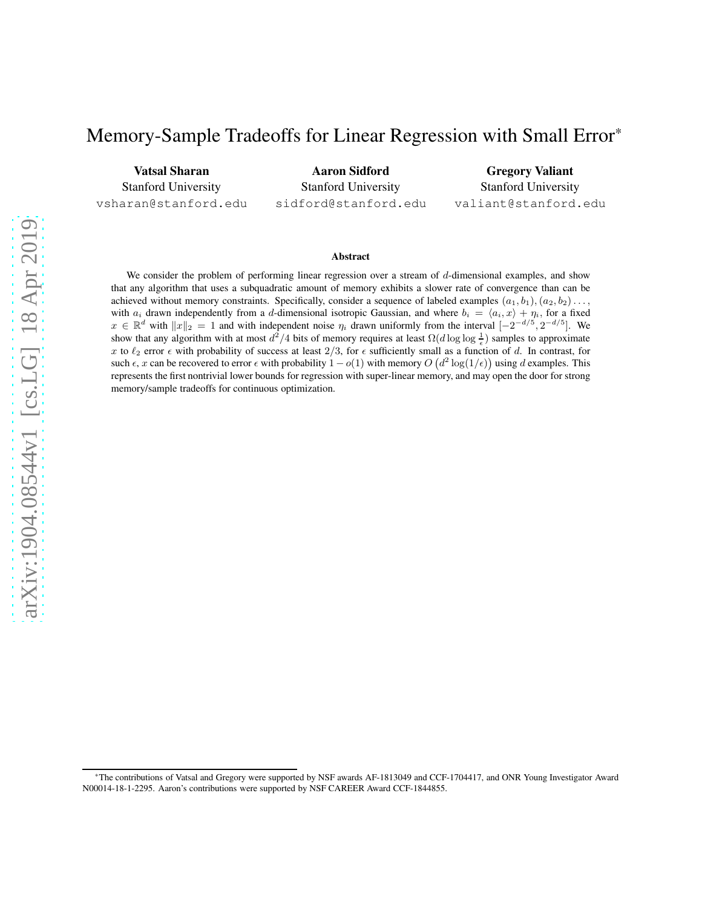# Memory-Sample Tradeoffs for Linear Regression with Small Error[*]

**Vatsal Sharan**
Stanford University
vsharan@stanford.edu

**Aaron Sidford**
Stanford University
sidford@stanford.edu

**Gregory Valiant**
Stanford University
valiant@stanford.edu

### Abstract

We consider the problem of performing linear regression over a stream of $d$-dimensional examples, and show that any algorithm that uses a subquadratic amount of memory exhibits a slower rate of convergence than can be achieved without memory constraints. Specifically, consider a sequence of labeled examples $(a_1, b_1), (a_2, b_2) \ldots,$ with $a_i$ drawn independently from a $d$-dimensional isotropic Gaussian, and where $b_i = \langle a_i, x \rangle + \eta_i$, for a fixed $x \in \mathbb{R}^d$ with $\|x\|_2 = 1$ and with independent noise $\eta_i$ drawn uniformly from the interval $[-2^{-d/5}, 2^{-d/5}]$. We show that any algorithm with at most $d^2/4$ bits of memory requires at least $\Omega(d \log \log \frac{1}{\epsilon})$ samples to approximate $x$ to $\ell_2$ error $\epsilon$ with probability of success at least $2/3$, for $\epsilon$ sufficiently small as a function of $d$. In contrast, for such $\epsilon$, $x$ can be recovered to error $\epsilon$ with probability $1 - o(1)$ with memory $O\left(d^2 \log(1/\epsilon)\right)$ using $d$ examples. This represents the first nontrivial lower bounds for regression with super-linear memory, and may open the door for strong memory/sample tradeoffs for continuous optimization.

[*]The contributions of Vatsal and Gregory were supported by NSF awards AF-1813049 and CCF-1704417, and ONR Young Investigator Award N00014-18-1-2295. Aaron's contributions were supported by NSF CAREER Award CCF-1844855.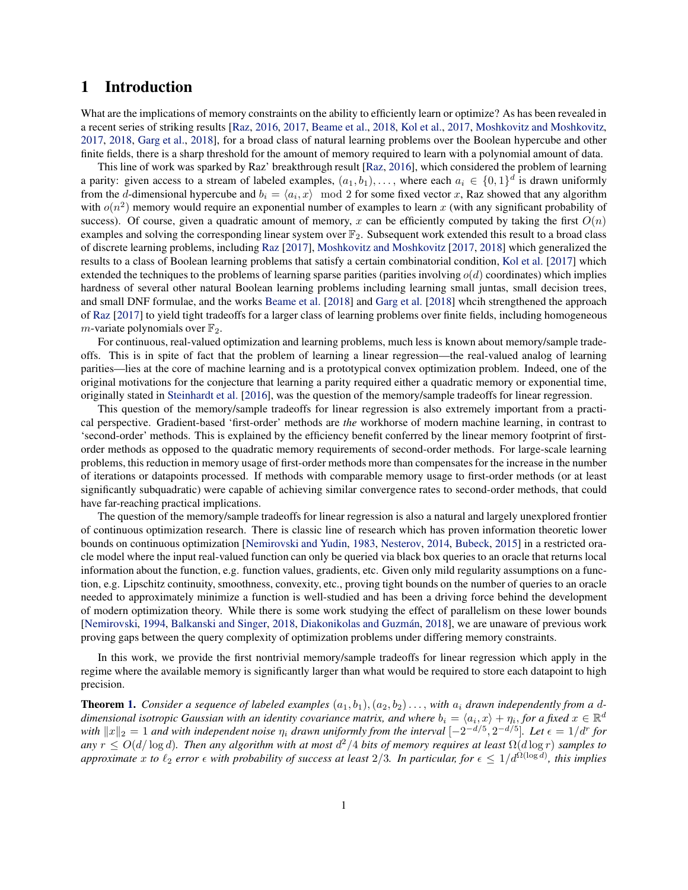# 1 Introduction

What are the implications of memory constraints on the ability to efficiently learn or optimize? As has been revealed in a recent series of striking results [Raz, 2016, 2017, Beame et al., 2018, Kol et al., 2017, Moshkovitz and Moshkovitz, 2017, 2018, Garg et al., 2018], for a broad class of natural learning problems over the Boolean hypercube and other finite fields, there is a sharp threshold for the amount of memory required to learn with a polynomial amount of data.

This line of work was sparked by Raz' breakthrough result [Raz, 2016], which considered the problem of learning a parity: given access to a stream of labeled examples, $(a_1, b_1), \ldots,$ where each $a_i \in \{0,1\}^d$ is drawn uniformly from the $d$-dimensional hypercube and $b_i = \langle a_i, x \rangle \mod 2$ for some fixed vector $x$, Raz showed that any algorithm with $o(n^2)$ memory would require an exponential number of examples to learn $x$ (with any significant probability of success). Of course, given a quadratic amount of memory, $x$ can be efficiently computed by taking the first $O(n)$ examples and solving the corresponding linear system over $\mathbb{F}_2$. Subsequent work extended this result to a broad class of discrete learning problems, including Raz [2017], Moshkovitz and Moshkovitz [2017, 2018] which generalized the results to a class of Boolean learning problems that satisfy a certain combinatorial condition, Kol et al. [2017] which extended the techniques to the problems of learning sparse parities (parities involving $o(d)$ coordinates) which implies hardness of several other natural Boolean learning problems including learning small juntas, small decision trees, and small DNF formulae, and the works Beame et al. [2018] and Garg et al. [2018] whcih strengthened the approach of Raz [2017] to yield tight tradeoffs for a larger class of learning problems over finite fields, including homogeneous $m$-variate polynomials over $\mathbb{F}_2$.

For continuous, real-valued optimization and learning problems, much less is known about memory/sample tradeoffs. This is in spite of fact that the problem of learning a linear regression—the real-valued analog of learning parities—lies at the core of machine learning and is a prototypical convex optimization problem. Indeed, one of the original motivations for the conjecture that learning a parity required either a quadratic memory or exponential time, originally stated in Steinhardt et al. [2016], was the question of the memory/sample tradeoffs for linear regression.

This question of the memory/sample tradeoffs for linear regression is also extremely important from a practical perspective. Gradient-based 'first-order' methods are *the* workhorse of modern machine learning, in contrast to 'second-order' methods. This is explained by the efficiency benefit conferred by the linear memory footprint of first-order methods as opposed to the quadratic memory requirements of second-order methods. For large-scale learning problems, this reduction in memory usage of first-order methods more than compensates for the increase in the number of iterations or datapoints processed. If methods with comparable memory usage to first-order methods (or at least significantly subquadratic) were capable of achieving similar convergence rates to second-order methods, that could have far-reaching practical implications.

The question of the memory/sample tradeoffs for linear regression is also a natural and largely unexplored frontier of continuous optimization research. There is classic line of research which has proven information theoretic lower bounds on continuous optimization [Nemirovski and Yudin, 1983, Nesterov, 2014, Bubeck, 2015] in a restricted oracle model where the input real-valued function can only be queried via black box queries to an oracle that returns local information about the function, e.g. function values, gradients, etc. Given only mild regularity assumptions on a function, e.g. Lipschitz continuity, smoothness, convexity, etc., proving tight bounds on the number of queries to an oracle needed to approximately minimize a function is well-studied and has been a driving force behind the development of modern optimization theory. While there is some work studying the effect of parallelism on these lower bounds [Nemirovski, 1994, Balkanski and Singer, 2018, Diakonikolas and Guzmán, 2018], we are unaware of previous work proving gaps between the query complexity of optimization problems under differing memory constraints.

In this work, we provide the first nontrivial memory/sample tradeoffs for linear regression which apply in the regime where the available memory is significantly larger than what would be required to store each datapoint to high precision.

**Theorem 1.** *Consider a sequence of labeled examples $(a_1, b_1), (a_2, b_2) \ldots,$ with $a_i$ drawn independently from a $d$-dimensional isotropic Gaussian with an identity covariance matrix, and where $b_i = \langle a_i, x \rangle + \eta_i$, for a fixed $x \in \mathbb{R}^d$ with $\|x\|_2 = 1$ and with independent noise $\eta_i$ drawn uniformly from the interval $[-2^{-d/5}, 2^{-d/5}]$. Let $\epsilon = 1/d^r$ for any $r \le O(d/\log d)$. Then any algorithm with at most $d^2/4$ bits of memory requires at least $\Omega(d \log r)$ samples to approximate $x$ to $\ell_2$ error $\epsilon$ with probability of success at least $2/3$. In particular, for $\epsilon \le 1/d^{\Omega(\log d)}$, this implies*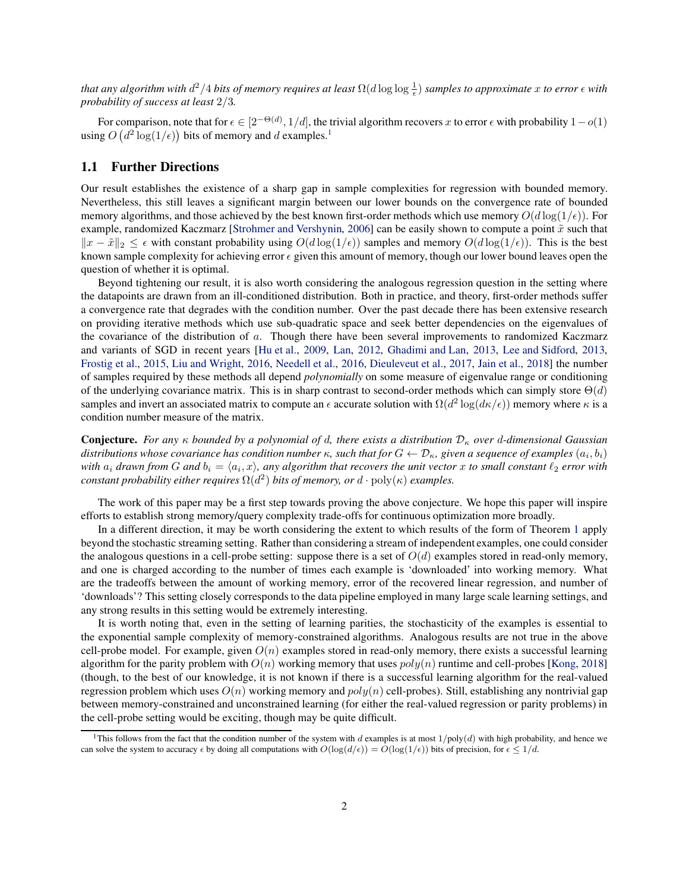*that any algorithm with $d^2/4$ bits of memory requires at least $\Omega(d \log\log \frac{1}{\epsilon})$ samples to approximate $x$ to error $\epsilon$ with probability of success at least $2/3$.*

For comparison, note that for $\epsilon \in [2^{-\Theta(d)}, 1/d]$, the trivial algorithm recovers $x$ to error $\epsilon$ with probability $1 - o(1)$ using $O\left(d^2 \log(1/\epsilon)\right)$ bits of memory and $d$ examples.[1]

## 1.1 Further Directions

Our result establishes the existence of a sharp gap in sample complexities for regression with bounded memory. Nevertheless, this still leaves a significant margin between our lower bounds on the convergence rate of bounded memory algorithms, and those achieved by the best known first-order methods which use memory $O(d \log(1/\epsilon))$. For example, randomized Kaczmarz [Strohmer and Vershynin, 2006] can be easily shown to compute a point $\tilde{x}$ such that $\|x - \tilde{x}\|_2 \leq \epsilon$ with constant probability using $O(d \log(1/\epsilon))$ samples and memory $O(d \log(1/\epsilon))$. This is the best known sample complexity for achieving error $\epsilon$ given this amount of memory, though our lower bound leaves open the question of whether it is optimal.

Beyond tightening our result, it is also worth considering the analogous regression question in the setting where the datapoints are drawn from an ill-conditioned distribution. Both in practice, and theory, first-order methods suffer a convergence rate that degrades with the condition number. Over the past decade there has been extensive research on providing iterative methods which use sub-quadratic space and seek better dependencies on the eigenvalues of the covariance of the distribution of $a$. Though there have been several improvements to randomized Kaczmarz and variants of SGD in recent years [Hu et al., 2009, Lan, 2012, Ghadimi and Lan, 2013, Lee and Sidford, 2013, Frostig et al., 2015, Liu and Wright, 2016, Needell et al., 2016, Dieuleveut et al., 2017, Jain et al., 2018] the number of samples required by these methods all depend *polynomially* on some measure of eigenvalue range or conditioning of the underlying covariance matrix. This is in sharp contrast to second-order methods which can simply store $\Theta(d)$ samples and invert an associated matrix to compute an $\epsilon$ accurate solution with $\Omega(d^2 \log(d\kappa/\epsilon))$ memory where $\kappa$ is a condition number measure of the matrix.

**Conjecture.** *For any $\kappa$ bounded by a polynomial of $d$, there exists a distribution $\mathcal{D}_\kappa$ over $d$-dimensional Gaussian distributions whose covariance has condition number $\kappa$, such that for $G \leftarrow \mathcal{D}_\kappa$, given a sequence of examples $(a_i, b_i)$ with $a_i$ drawn from $G$ and $b_i = \langle a_i, x\rangle$, any algorithm that recovers the unit vector $x$ to small constant $\ell_2$ error with constant probability either requires $\Omega(d^2)$ bits of memory, or $d \cdot \mathrm{poly}(\kappa)$ examples.*

The work of this paper may be a first step towards proving the above conjecture. We hope this paper will inspire efforts to establish strong memory/query complexity trade-offs for continuous optimization more broadly.

In a different direction, it may be worth considering the extent to which results of the form of Theorem 1 apply beyond the stochastic streaming setting. Rather than considering a stream of independent examples, one could consider the analogous questions in a cell-probe setting: suppose there is a set of $O(d)$ examples stored in read-only memory, and one is charged according to the number of times each example is 'downloaded' into working memory. What are the tradeoffs between the amount of working memory, error of the recovered linear regression, and number of 'downloads'? This setting closely corresponds to the data pipeline employed in many large scale learning settings, and any strong results in this setting would be extremely interesting.

It is worth noting that, even in the setting of learning parities, the stochasticity of the examples is essential to the exponential sample complexity of memory-constrained algorithms. Analogous results are not true in the above cell-probe model. For example, given $O(n)$ examples stored in read-only memory, there exists a successful learning algorithm for the parity problem with $O(n)$ working memory that uses $poly(n)$ runtime and cell-probes [Kong, 2018] (though, to the best of our knowledge, it is not known if there is a successful learning algorithm for the real-valued regression problem which uses $O(n)$ working memory and $poly(n)$ cell-probes). Still, establishing any nontrivial gap between memory-constrained and unconstrained learning (for either the real-valued regression or parity problems) in the cell-probe setting would be exciting, though may be quite difficult.

[1] This follows from the fact that the condition number of the system with $d$ examples is at most $1/\mathrm{poly}(d)$ with high probability, and hence we can solve the system to accuracy $\epsilon$ by doing all computations with $O(\log(d/\epsilon)) = O(\log(1/\epsilon))$ bits of precision, for $\epsilon \leq 1/d$.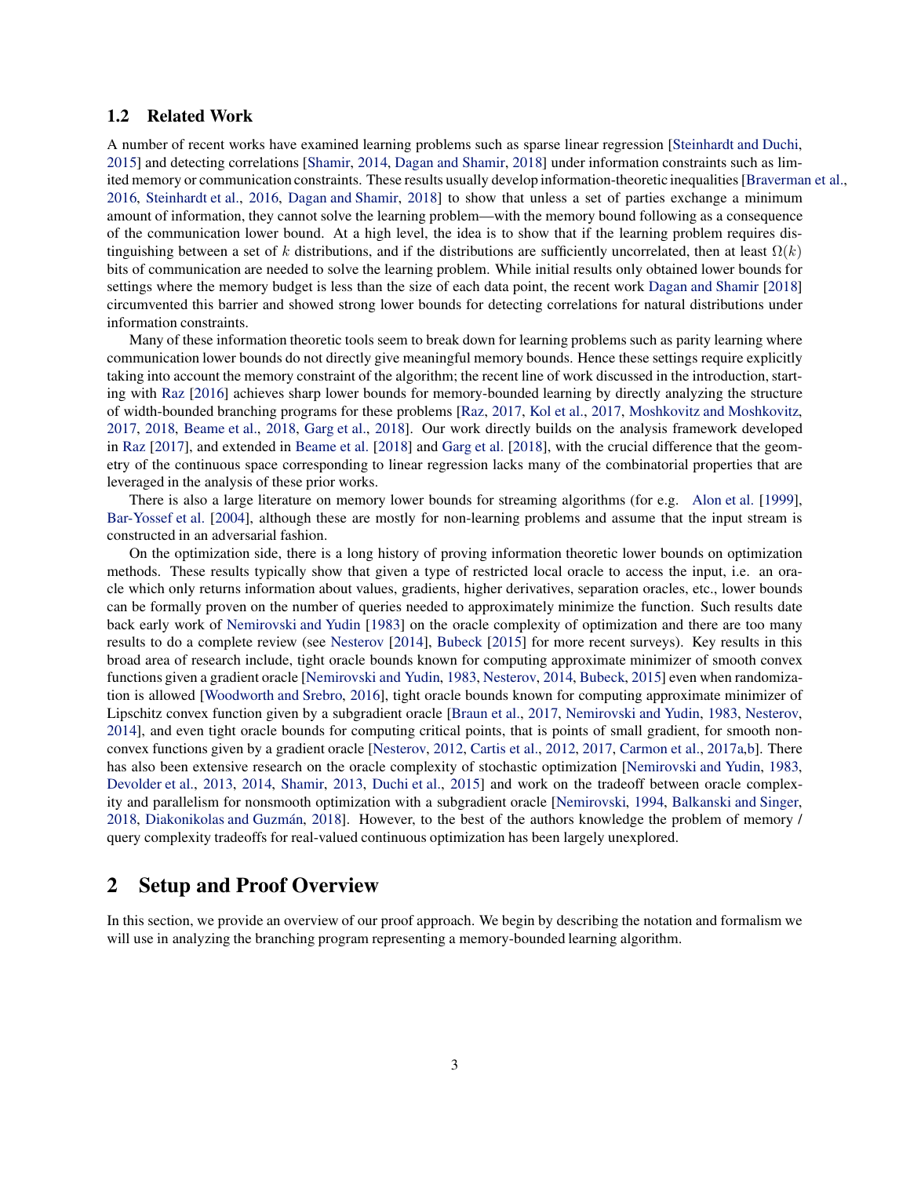## 1.2 Related Work

A number of recent works have examined learning problems such as sparse linear regression [Steinhardt and Duchi, 2015] and detecting correlations [Shamir, 2014, Dagan and Shamir, 2018] under information constraints such as limited memory or communication constraints. These results usually develop information-theoretic inequalities [Braverman et al., 2016, Steinhardt et al., 2016, Dagan and Shamir, 2018] to show that unless a set of parties exchange a minimum amount of information, they cannot solve the learning problem—with the memory bound following as a consequence of the communication lower bound. At a high level, the idea is to show that if the learning problem requires distinguishing between a set of $k$ distributions, and if the distributions are sufficiently uncorrelated, then at least $\Omega(k)$ bits of communication are needed to solve the learning problem. While initial results only obtained lower bounds for settings where the memory budget is less than the size of each data point, the recent work Dagan and Shamir [2018] circumvented this barrier and showed strong lower bounds for detecting correlations for natural distributions under information constraints.

Many of these information theoretic tools seem to break down for learning problems such as parity learning where communication lower bounds do not directly give meaningful memory bounds. Hence these settings require explicitly taking into account the memory constraint of the algorithm; the recent line of work discussed in the introduction, starting with Raz [2016] achieves sharp lower bounds for memory-bounded learning by directly analyzing the structure of width-bounded branching programs for these problems [Raz, 2017, Kol et al., 2017, Moshkovitz and Moshkovitz, 2017, 2018, Beame et al., 2018, Garg et al., 2018]. Our work directly builds on the analysis framework developed in Raz [2017], and extended in Beame et al. [2018] and Garg et al. [2018], with the crucial difference that the geometry of the continuous space corresponding to linear regression lacks many of the combinatorial properties that are leveraged in the analysis of these prior works.

There is also a large literature on memory lower bounds for streaming algorithms (for e.g. Alon et al. [1999], Bar-Yossef et al. [2004], although these are mostly for non-learning problems and assume that the input stream is constructed in an adversarial fashion.

On the optimization side, there is a long history of proving information theoretic lower bounds on optimization methods. These results typically show that given a type of restricted local oracle to access the input, i.e. an oracle which only returns information about values, gradients, higher derivatives, separation oracles, etc., lower bounds can be formally proven on the number of queries needed to approximately minimize the function. Such results date back early work of Nemirovski and Yudin [1983] on the oracle complexity of optimization and there are too many results to do a complete review (see Nesterov [2014], Bubeck [2015] for more recent surveys). Key results in this broad area of research include, tight oracle bounds known for computing approximate minimizer of smooth convex functions given a gradient oracle [Nemirovski and Yudin, 1983, Nesterov, 2014, Bubeck, 2015] even when randomization is allowed [Woodworth and Srebro, 2016], tight oracle bounds known for computing approximate minimizer of Lipschitz convex function given by a subgradient oracle [Braun et al., 2017, Nemirovski and Yudin, 1983, Nesterov, 2014], and even tight oracle bounds for computing critical points, that is points of small gradient, for smooth nonconvex functions given by a gradient oracle [Nesterov, 2012, Cartis et al., 2012, 2017, Carmon et al., 2017a,b]. There has also been extensive research on the oracle complexity of stochastic optimization [Nemirovski and Yudin, 1983, Devolder et al., 2013, 2014, Shamir, 2013, Duchi et al., 2015] and work on the tradeoff between oracle complexity and parallelism for nonsmooth optimization with a subgradient oracle [Nemirovski, 1994, Balkanski and Singer, 2018, Diakonikolas and Guzmán, 2018]. However, to the best of the authors knowledge the problem of memory / query complexity tradeoffs for real-valued continuous optimization has been largely unexplored.

# 2 Setup and Proof Overview

In this section, we provide an overview of our proof approach. We begin by describing the notation and formalism we will use in analyzing the branching program representing a memory-bounded learning algorithm.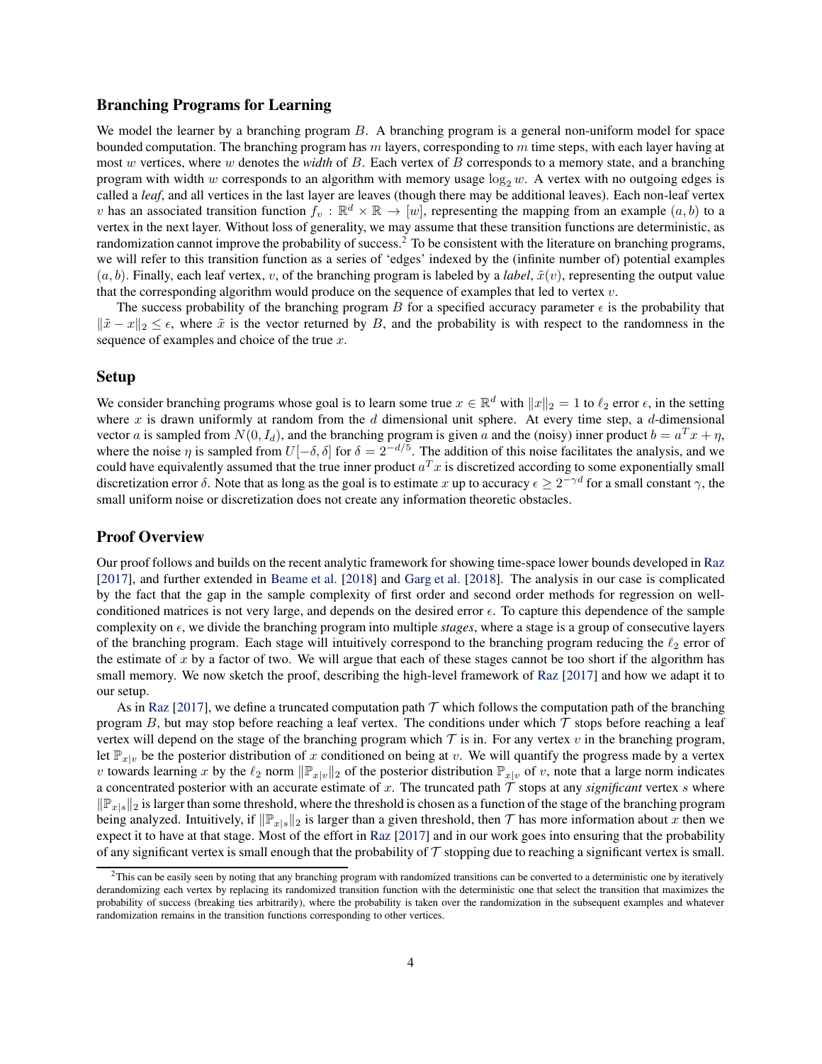### Branching Programs for Learning

We model the learner by a branching program $B$. A branching program is a general non-uniform model for space bounded computation. The branching program has $m$ layers, corresponding to $m$ time steps, with each layer having at most $w$ vertices, where $w$ denotes the *width* of $B$. Each vertex of $B$ corresponds to a memory state, and a branching program with width $w$ corresponds to an algorithm with memory usage $\log_2 w$. A vertex with no outgoing edges is called a *leaf*, and all vertices in the last layer are leaves (though there may be additional leaves). Each non-leaf vertex $v$ has an associated transition function $f_v : \mathbb{R}^d \times \mathbb{R} \to [w]$, representing the mapping from an example $(a, b)$ to a vertex in the next layer. Without loss of generality, we may assume that these transition functions are deterministic, as randomization cannot improve the probability of success.[2] To be consistent with the literature on branching programs, we will refer to this transition function as a series of 'edges' indexed by the (infinite number of) potential examples $(a, b)$. Finally, each leaf vertex, $v$, of the branching program is labeled by a *label*, $\tilde{x}(v)$, representing the output value that the corresponding algorithm would produce on the sequence of examples that led to vertex $v$.

The success probability of the branching program $B$ for a specified accuracy parameter $\epsilon$ is the probability that $\|\tilde{x} - x\|_2 \leq \epsilon$, where $\tilde{x}$ is the vector returned by $B$, and the probability is with respect to the randomness in the sequence of examples and choice of the true $x$.

### Setup

We consider branching programs whose goal is to learn some true $x \in \mathbb{R}^d$ with $\|x\|_2 = 1$ to $\ell_2$ error $\epsilon$, in the setting where $x$ is drawn uniformly at random from the $d$ dimensional unit sphere. At every time step, a $d$-dimensional vector $a$ is sampled from $N(0, I_d)$, and the branching program is given $a$ and the (noisy) inner product $b = a^T x + \eta$, where the noise $\eta$ is sampled from $U[-\delta, \delta]$ for $\delta = 2^{-d/5}$. The addition of this noise facilitates the analysis, and we could have equivalently assumed that the true inner product $a^T x$ is discretized according to some exponentially small discretization error $\delta$. Note that as long as the goal is to estimate $x$ up to accuracy $\epsilon \geq 2^{-\gamma d}$ for a small constant $\gamma$, the small uniform noise or discretization does not create any information theoretic obstacles.

### Proof Overview

Our proof follows and builds on the recent analytic framework for showing time-space lower bounds developed in Raz [2017], and further extended in Beame et al. [2018] and Garg et al. [2018]. The analysis in our case is complicated by the fact that the gap in the sample complexity of first order and second order methods for regression on well-conditioned matrices is not very large, and depends on the desired error $\epsilon$. To capture this dependence of the sample complexity on $\epsilon$, we divide the branching program into multiple *stages*, where a stage is a group of consecutive layers of the branching program. Each stage will intuitively correspond to the branching program reducing the $\ell_2$ error of the estimate of $x$ by a factor of two. We will argue that each of these stages cannot be too short if the algorithm has small memory. We now sketch the proof, describing the high-level framework of Raz [2017] and how we adapt it to our setup.

As in Raz [2017], we define a truncated computation path $\mathcal{T}$ which follows the computation path of the branching program $B$, but may stop before reaching a leaf vertex. The conditions under which $\mathcal{T}$ stops before reaching a leaf vertex will depend on the stage of the branching program which $\mathcal{T}$ is in. For any vertex $v$ in the branching program, let $\mathbb{P}_{x|v}$ be the posterior distribution of $x$ conditioned on being at $v$. We will quantify the progress made by a vertex $v$ towards learning $x$ by the $\ell_2$ norm $\|\mathbb{P}_{x|v}\|_2$ of the posterior distribution $\mathbb{P}_{x|v}$ of $v$, note that a large norm indicates a concentrated posterior with an accurate estimate of $x$. The truncated path $\mathcal{T}$ stops at any *significant* vertex $s$ where $\|\mathbb{P}_{x|s}\|_2$ is larger than some threshold, where the threshold is chosen as a function of the stage of the branching program being analyzed. Intuitively, if $\|\mathbb{P}_{x|s}\|_2$ is larger than a given threshold, then $\mathcal{T}$ has more information about $x$ then we expect it to have at that stage. Most of the effort in Raz [2017] and in our work goes into ensuring that the probability of any significant vertex is small enough that the probability of $\mathcal{T}$ stopping due to reaching a significant vertex is small.

[2] This can be easily seen by noting that any branching program with randomized transitions can be converted to a deterministic one by iteratively derandomizing each vertex by replacing its randomized transition function with the deterministic one that select the transition that maximizes the probability of success (breaking ties arbitrarily), where the probability is taken over the randomization in the subsequent examples and whatever randomization remains in the transition functions corresponding to other vertices.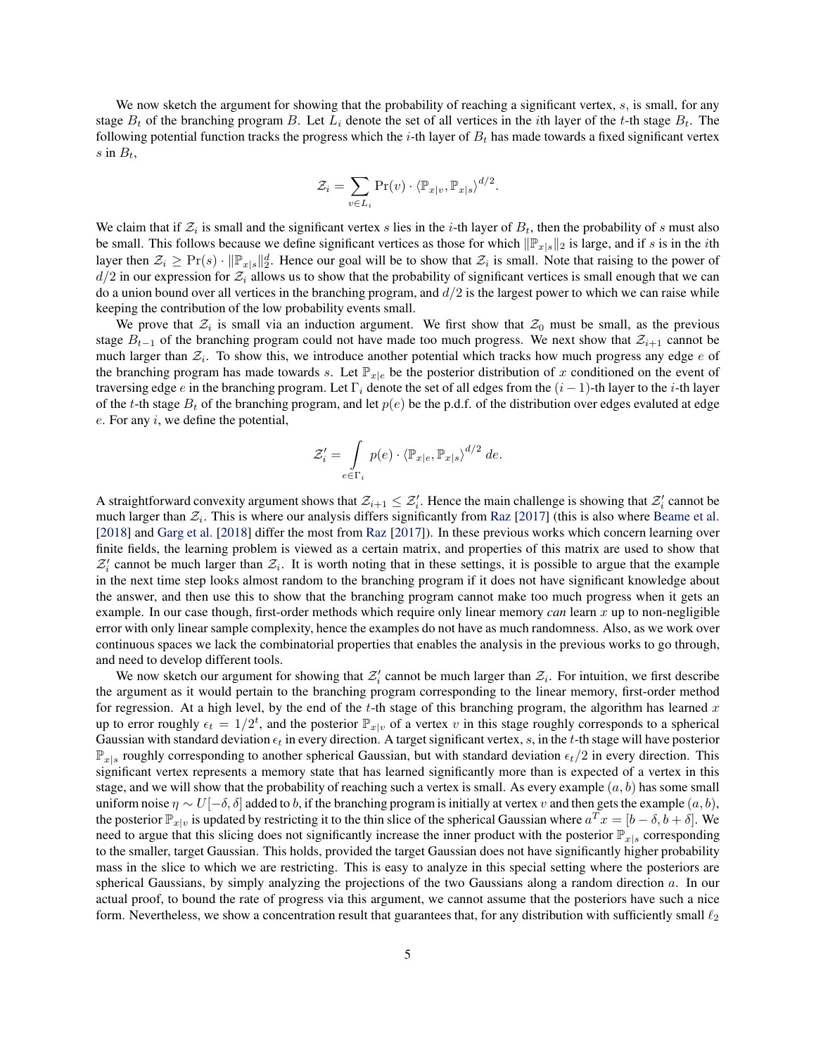We now sketch the argument for showing that the probability of reaching a significant vertex, $s$, is small, for any stage $B_t$ of the branching program $B$. Let $L_i$ denote the set of all vertices in the $i$th layer of the $t$-th stage $B_t$. The following potential function tracks the progress which the $i$-th layer of $B_t$ has made towards a fixed significant vertex $s$ in $B_t$,

$$\mathcal{Z}_i = \sum_{v \in L_i} \Pr(v) \cdot \langle \mathbb{P}_{x|v}, \mathbb{P}_{x|s} \rangle^{d/2}.$$

We claim that if $\mathcal{Z}_i$ is small and the significant vertex $s$ lies in the $i$-th layer of $B_t$, then the probability of $s$ must also be small. This follows because we define significant vertices as those for which $\|\mathbb{P}_{x|s}\|_2$ is large, and if $s$ is in the $i$th layer then $\mathcal{Z}_i \geq \Pr(s) \cdot \|\mathbb{P}_{x|s}\|_2^d$. Hence our goal will be to show that $\mathcal{Z}_i$ is small. Note that raising to the power of $d/2$ in our expression for $\mathcal{Z}_i$ allows us to show that the probability of significant vertices is small enough that we can do a union bound over all vertices in the branching program, and $d/2$ is the largest power to which we can raise while keeping the contribution of the low probability events small.

We prove that $\mathcal{Z}_i$ is small via an induction argument. We first show that $\mathcal{Z}_0$ must be small, as the previous stage $B_{t-1}$ of the branching program could not have made too much progress. We next show that $\mathcal{Z}_{i+1}$ cannot be much larger than $\mathcal{Z}_i$. To show this, we introduce another potential which tracks how much progress any edge $e$ of the branching program has made towards $s$. Let $\mathbb{P}_{x|e}$ be the posterior distribution of $x$ conditioned on the event of traversing edge $e$ in the branching program. Let $\Gamma_i$ denote the set of all edges from the $(i-1)$-th layer to the $i$-th layer of the $t$-th stage $B_t$ of the branching program, and let $p(e)$ be the p.d.f. of the distribution over edges evaluted at edge $e$. For any $i$, we define the potential,

$$\mathcal{Z}'_i = \int_{e \in \Gamma_i} p(e) \cdot \langle \mathbb{P}_{x|e}, \mathbb{P}_{x|s} \rangle^{d/2} \, de.$$

A straightforward convexity argument shows that $\mathcal{Z}_{i+1} \leq \mathcal{Z}'_i$. Hence the main challenge is showing that $\mathcal{Z}'_i$ cannot be much larger than $\mathcal{Z}_i$. This is where our analysis differs significantly from Raz [2017] (this is also where Beame et al. [2018] and Garg et al. [2018] differ the most from Raz [2017]). In these previous works which concern learning over finite fields, the learning problem is viewed as a certain matrix, and properties of this matrix are used to show that $\mathcal{Z}'_i$ cannot be much larger than $\mathcal{Z}_i$. It is worth noting that in these settings, it is possible to argue that the example in the next time step looks almost random to the branching program if it does not have significant knowledge about the answer, and then use this to show that the branching program cannot make too much progress when it gets an example. In our case though, first-order methods which require only linear memory *can* learn $x$ up to non-negligible error with only linear sample complexity, hence the examples do not have as much randomness. Also, as we work over continuous spaces we lack the combinatorial properties that enables the analysis in the previous works to go through, and need to develop different tools.

We now sketch our argument for showing that $\mathcal{Z}'_i$ cannot be much larger than $\mathcal{Z}_i$. For intuition, we first describe the argument as it would pertain to the branching program corresponding to the linear memory, first-order method for regression. At a high level, by the end of the $t$-th stage of this branching program, the algorithm has learned $x$ up to error roughly $\epsilon_t = 1/2^t$, and the posterior $\mathbb{P}_{x|v}$ of a vertex $v$ in this stage roughly corresponds to a spherical Gaussian with standard deviation $\epsilon_t$ in every direction. A target significant vertex, $s$, in the $t$-th stage will have posterior $\mathbb{P}_{x|s}$ roughly corresponding to another spherical Gaussian, but with standard deviation $\epsilon_t/2$ in every direction. This significant vertex represents a memory state that has learned significantly more than is expected of a vertex in this stage, and we will show that the probability of reaching such a vertex is small. As every example $(a, b)$ has some small uniform noise $\eta \sim U[-\delta, \delta]$ added to $b$, if the branching program is initially at vertex $v$ and then gets the example $(a, b)$, the posterior $\mathbb{P}_{x|v}$ is updated by restricting it to the thin slice of the spherical Gaussian where $a^T x = [b - \delta, b + \delta]$. We need to argue that this slicing does not significantly increase the inner product with the posterior $\mathbb{P}_{x|s}$ corresponding to the smaller, target Gaussian. This holds, provided the target Gaussian does not have significantly higher probability mass in the slice to which we are restricting. This is easy to analyze in this special setting where the posteriors are spherical Gaussians, by simply analyzing the projections of the two Gaussians along a random direction $a$. In our actual proof, to bound the rate of progress via this argument, we cannot assume that the posteriors have such a nice form. Nevertheless, we show a concentration result that guarantees that, for any distribution with sufficiently small $\ell_2$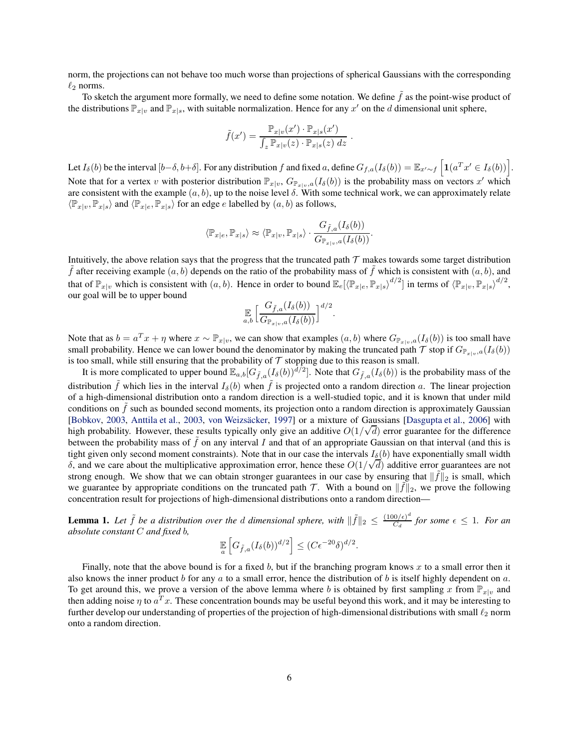norm, the projections can not behave too much worse than projections of spherical Gaussians with the corresponding $\ell_2$ norms.

To sketch the argument more formally, we need to define some notation. We define $\tilde{f}$ as the point-wise product of the distributions $\mathbb{P}_{x|v}$ and $\mathbb{P}_{x|s}$, with suitable normalization. Hence for any $x'$ on the $d$ dimensional unit sphere,

$$\tilde{f}(x') = \frac{\mathbb{P}_{x|v}(x') \cdot \mathbb{P}_{x|s}(x')}{\int_z \mathbb{P}_{x|v}(z) \cdot \mathbb{P}_{x|s}(z)\ dz} \ .$$

Let $I_\delta(b)$ be the interval $[b-\delta, b+\delta]$. For any distribution $f$ and fixed $a$, define $G_{f,a}(I_\delta(b)) = \mathbb{E}_{x'\sim f}\left[\mathbf{1}(a^T x' \in I_\delta(b))\right]$. Note that for a vertex $v$ with posterior distribution $\mathbb{P}_{x|v}$, $G_{\mathbb{P}_{x|v},a}(I_\delta(b))$ is the probability mass on vectors $x'$ which are consistent with the example $(a, b)$, up to the noise level $\delta$. With some technical work, we can approximately relate $\langle \mathbb{P}_{x|v}, \mathbb{P}_{x|s}\rangle$ and $\langle \mathbb{P}_{x|e}, \mathbb{P}_{x|s}\rangle$ for an edge $e$ labelled by $(a, b)$ as follows,

$$\langle \mathbb{P}_{x|e}, \mathbb{P}_{x|s}\rangle \approx \langle \mathbb{P}_{x|v}, \mathbb{P}_{x|s}\rangle \cdot \frac{G_{\tilde{f},a}(I_\delta(b))}{G_{\mathbb{P}_{x|v},a}(I_\delta(b))}.$$

Intuitively, the above relation says that the progress that the truncated path $\mathcal{T}$ makes towards some target distribution $\tilde{f}$ after receiving example $(a, b)$ depends on the ratio of the probability mass of $\tilde{f}$ which is consistent with $(a, b)$, and that of $\mathbb{P}_{x|v}$ which is consistent with $(a, b)$. Hence in order to bound $\mathbb{E}_e[\langle \mathbb{P}_{x|e}, \mathbb{P}_{x|s}\rangle^{d/2}]$ in terms of $\langle \mathbb{P}_{x|v}, \mathbb{P}_{x|s}\rangle^{d/2}$, our goal will be to upper bound

$$\mathop{\mathbb{E}}_{a,b}\Big[\frac{G_{\tilde{f},a}(I_\delta(b))}{G_{\mathbb{P}_{x|v},a}(I_\delta(b))}\Big]^{d/2}.$$

Note that as $b = a^T x + \eta$ where $x \sim \mathbb{P}_{x|v}$, we can show that examples $(a, b)$ where $G_{\mathbb{P}_{x|v},a}(I_\delta(b))$ is too small have small probability. Hence we can lower bound the denominator by making the truncated path $\mathcal{T}$ stop if $G_{\mathbb{P}_{x|v},a}(I_\delta(b))$ is too small, while still ensuring that the probability of $\mathcal{T}$ stopping due to this reason is small.

It is more complicated to upper bound $\mathbb{E}_{a,b}[G_{\tilde{f},a}(I_\delta(b))^{d/2}]$. Note that $G_{\tilde{f},a}(I_\delta(b))$ is the probability mass of the distribution $\tilde{f}$ which lies in the interval $I_\delta(b)$ when $\tilde{f}$ is projected onto a random direction $a$. The linear projection of a high-dimensional distribution onto a random direction is a well-studied topic, and it is known that under mild conditions on $\tilde{f}$ such as bounded second moments, its projection onto a random direction is approximately Gaussian [Bobkov, 2003, Anttila et al., 2003, von Weizsäcker, 1997] or a mixture of Gaussians [Dasgupta et al., 2006] with high probability. However, these results typically only give an additive $O(1/\sqrt{d})$ error guarantee for the difference between the probability mass of $\tilde{f}$ on any interval $I$ and that of an appropriate Gaussian on that interval (and this is tight given only second moment constraints). Note that in our case the intervals $I_\delta(b)$ have exponentially small width $\delta$, and we care about the multiplicative approximation error, hence these $O(1/\sqrt{d})$ additive error guarantees are not strong enough. We show that we can obtain stronger guarantees in our case by ensuring that $\|\tilde{f}\|_2$ is small, which we guarantee by appropriate conditions on the truncated path $\mathcal{T}$. With a bound on $\|\tilde{f}\|_2$, we prove the following concentration result for projections of high-dimensional distributions onto a random direction—

**Lemma 1.** *Let $\tilde{f}$ be a distribution over the $d$ dimensional sphere, with $\|\tilde{f}\|_2 \le \frac{(100/\epsilon)^d}{C_d}$ for some $\epsilon \le 1$. For an absolute constant $C$ and fixed $b$,*

$$\mathop{\mathbb{E}}_{a}\Big[G_{\tilde{f},a}(I_\delta(b))^{d/2}\Big] \le (C\epsilon^{-20}\delta)^{d/2}.$$

Finally, note that the above bound is for a fixed $b$, but if the branching program knows $x$ to a small error then it also knows the inner product $b$ for any $a$ to a small error, hence the distribution of $b$ is itself highly dependent on $a$. To get around this, we prove a version of the above lemma where $b$ is obtained by first sampling $x$ from $\mathbb{P}_{x|v}$ and then adding noise $\eta$ to $a^T x$. These concentration bounds may be useful beyond this work, and it may be interesting to further develop our understanding of properties of the projection of high-dimensional distributions with small $\ell_2$ norm onto a random direction.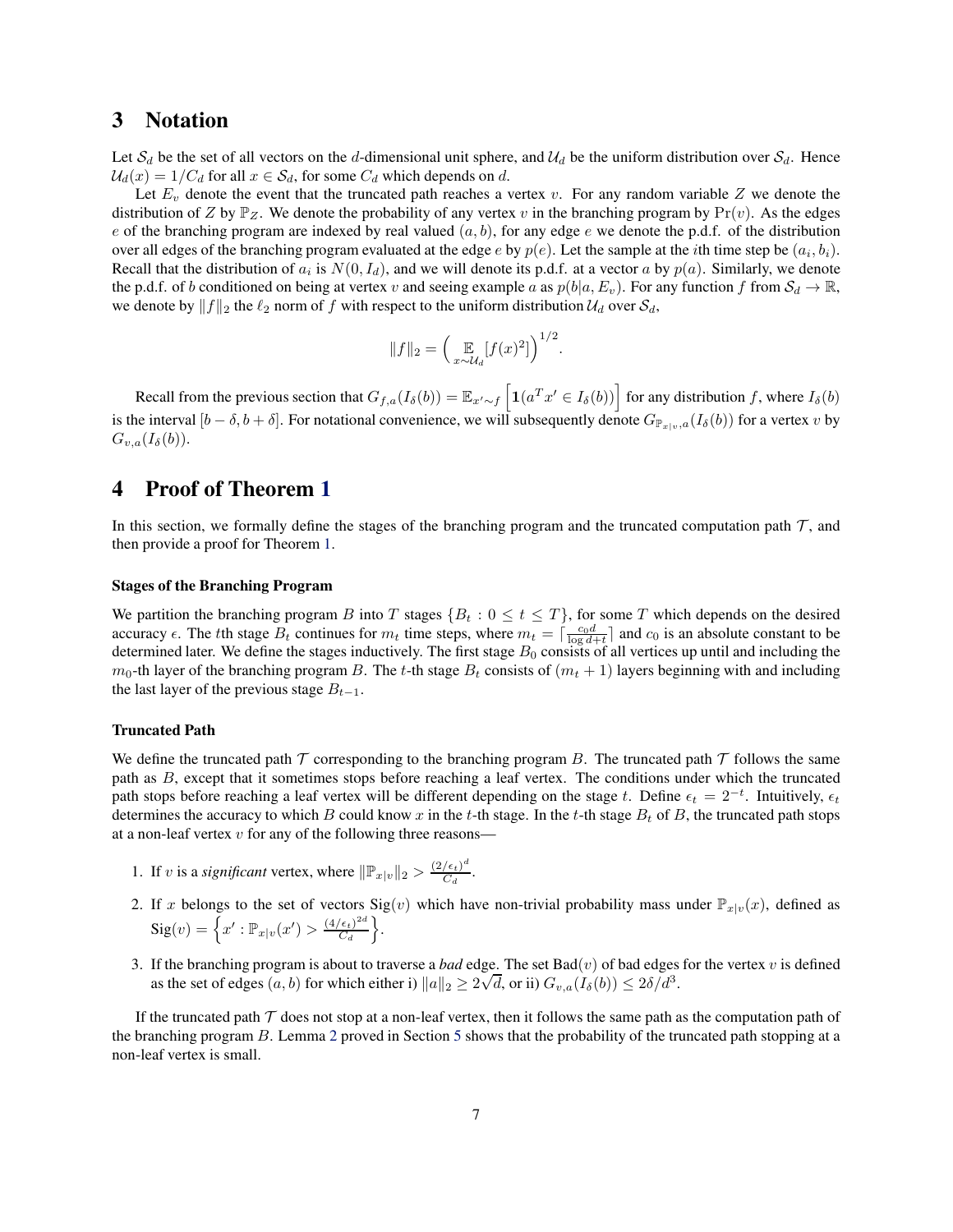# 3 Notation

Let $\mathcal{S}_d$ be the set of all vectors on the $d$-dimensional unit sphere, and $\mathcal{U}_d$ be the uniform distribution over $\mathcal{S}_d$. Hence $\mathcal{U}_d(x) = 1/C_d$ for all $x \in \mathcal{S}_d$, for some $C_d$ which depends on $d$.

Let $E_v$ denote the event that the truncated path reaches a vertex $v$. For any random variable $Z$ we denote the distribution of $Z$ by $\mathbb{P}_Z$. We denote the probability of any vertex $v$ in the branching program by $\Pr(v)$. As the edges $e$ of the branching program are indexed by real valued $(a, b)$, for any edge $e$ we denote the p.d.f. of the distribution over all edges of the branching program evaluated at the edge $e$ by $p(e)$. Let the sample at the $i$th time step be $(a_i, b_i)$. Recall that the distribution of $a_i$ is $N(0, I_d)$, and we will denote its p.d.f. at a vector $a$ by $p(a)$. Similarly, we denote the p.d.f. of $b$ conditioned on being at vertex $v$ and seeing example $a$ as $p(b|a, E_v)$. For any function $f$ from $\mathcal{S}_d \to \mathbb{R}$, we denote by $\|f\|_2$ the $\ell_2$ norm of $f$ with respect to the uniform distribution $\mathcal{U}_d$ over $\mathcal{S}_d$,

$$\|f\|_2 = \Big( \mathop{\mathbb{E}}_{x \sim \mathcal{U}_d}[f(x)^2] \Big)^{1/2}.$$

Recall from the previous section that $G_{f,a}(I_\delta(b)) = \mathbb{E}_{x' \sim f}\Big[\mathbf{1}(a^T x' \in I_\delta(b))\Big]$ for any distribution $f$, where $I_\delta(b)$ is the interval $[b - \delta, b + \delta]$. For notational convenience, we will subsequently denote $G_{\mathbb{P}_{x|v},a}(I_\delta(b))$ for a vertex $v$ by $G_{v,a}(I_\delta(b))$.

# 4 Proof of Theorem 1

In this section, we formally define the stages of the branching program and the truncated computation path $\mathcal{T}$, and then provide a proof for Theorem 1.

### Stages of the Branching Program

We partition the branching program $B$ into $T$ stages $\{B_t : 0 \le t \le T\}$, for some $T$ which depends on the desired accuracy $\epsilon$. The $t$th stage $B_t$ continues for $m_t$ time steps, where $m_t = \lceil \frac{c_0 d}{\log d + t} \rceil$ and $c_0$ is an absolute constant to be determined later. We define the stages inductively. The first stage $B_0$ consists of all vertices up until and including the $m_0$-th layer of the branching program $B$. The $t$-th stage $B_t$ consists of $(m_t + 1)$ layers beginning with and including the last layer of the previous stage $B_{t-1}$.

### Truncated Path

We define the truncated path $\mathcal{T}$ corresponding to the branching program $B$. The truncated path $\mathcal{T}$ follows the same path as $B$, except that it sometimes stops before reaching a leaf vertex. The conditions under which the truncated path stops before reaching a leaf vertex will be different depending on the stage $t$. Define $\epsilon_t = 2^{-t}$. Intuitively, $\epsilon_t$ determines the accuracy to which $B$ could know $x$ in the $t$-th stage. In the $t$-th stage $B_t$ of $B$, the truncated path stops at a non-leaf vertex $v$ for any of the following three reasons—

1. If $v$ is a *significant* vertex, where $\|\mathbb{P}_{x|v}\|_2 > \frac{(2/\epsilon_t)^d}{C_d}$.
2. If $x$ belongs to the set of vectors $\mathrm{Sig}(v)$ which have non-trivial probability mass under $\mathbb{P}_{x|v}(x)$, defined as $\mathrm{Sig}(v) = \Big\{x' : \mathbb{P}_{x|v}(x') > \frac{(4/\epsilon_t)^{2d}}{C_d}\Big\}$.
3. If the branching program is about to traverse a *bad* edge. The set $\mathrm{Bad}(v)$ of bad edges for the vertex $v$ is defined as the set of edges $(a, b)$ for which either i) $\|a\|_2 \ge 2\sqrt{d}$, or ii) $G_{v,a}(I_\delta(b)) \le 2\delta/d^3$.

If the truncated path $\mathcal{T}$ does not stop at a non-leaf vertex, then it follows the same path as the computation path of the branching program $B$. Lemma 2 proved in Section 5 shows that the probability of the truncated path stopping at a non-leaf vertex is small.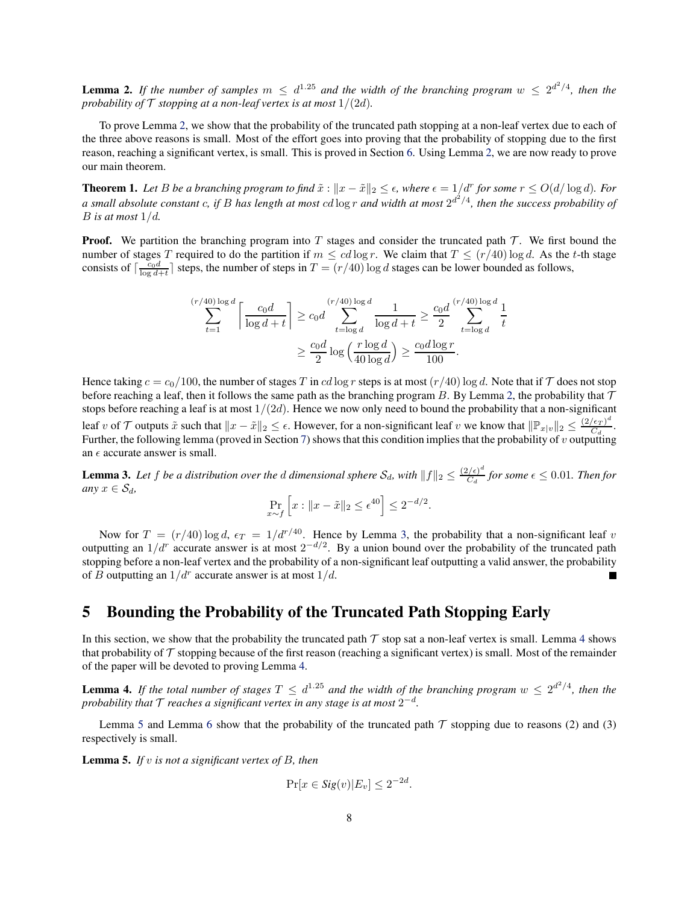**Lemma 2.** *If the number of samples $m \leq d^{1.25}$ and the width of the branching program $w \leq 2^{d^2/4}$, then the probability of $\mathcal{T}$ stopping at a non-leaf vertex is at most $1/(2d)$.*

To prove Lemma 2, we show that the probability of the truncated path stopping at a non-leaf vertex due to each of the three above reasons is small. Most of the effort goes into proving that the probability of stopping due to the first reason, reaching a significant vertex, is small. This is proved in Section 6. Using Lemma 2, we are now ready to prove our main theorem.

**Theorem 1.** *Let $B$ be a branching program to find $\tilde{x} : \|x - \tilde{x}\|_2 \leq \epsilon$, where $\epsilon = 1/d^r$ for some $r \leq O(d/\log d)$. For a small absolute constant $c$, if $B$ has length at most $cd \log r$ and width at most $2^{d^2/4}$, then the success probability of $B$ is at most $1/d$.*

**Proof.** We partition the branching program into $T$ stages and consider the truncated path $\mathcal{T}$. We first bound the number of stages $T$ required to do the partition if $m \leq cd \log r$. We claim that $T \leq (r/40) \log d$. As the $t$-th stage consists of $\lceil \frac{c_0 d}{\log d + t} \rceil$ steps, the number of steps in $T = (r/40) \log d$ stages can be lower bounded as follows,

$$\sum_{t=1}^{(r/40)\log d} \left\lceil \frac{c_0 d}{\log d + t} \right\rceil \geq c_0 d \sum_{t=\log d}^{(r/40)\log d} \frac{1}{\log d + t} \geq \frac{c_0 d}{2} \sum_{t=\log d}^{(r/40)\log d} \frac{1}{t}$$

$$\geq \frac{c_0 d}{2} \log\left(\frac{r \log d}{40 \log d}\right) \geq \frac{c_0 d \log r}{100}.$$

Hence taking $c = c_0/100$, the number of stages $T$ in $cd \log r$ steps is at most $(r/40) \log d$. Note that if $\mathcal{T}$ does not stop before reaching a leaf, then it follows the same path as the branching program $B$. By Lemma 2, the probability that $\mathcal{T}$ stops before reaching a leaf is at most $1/(2d)$. Hence we now only need to bound the probability that a non-significant leaf $v$ of $\mathcal{T}$ outputs $\tilde{x}$ such that $\|x - \tilde{x}\|_2 \leq \epsilon$. However, for a non-significant leaf $v$ we know that $\|\mathbb{P}_{x|v}\|_2 \leq \frac{(2/\epsilon_T)^d}{C_d}$. Further, the following lemma (proved in Section 7) shows that this condition implies that the probability of $v$ outputting an $\epsilon$ accurate answer is small.

**Lemma 3.** *Let $f$ be a distribution over the $d$ dimensional sphere $\mathcal{S}_d$, with $\|f\|_2 \leq \frac{(2/\epsilon)^d}{C_d}$ for some $\epsilon \leq 0.01$. Then for any $x \in \mathcal{S}_d$,*

$$\Pr_{x \sim f}\left[x : \|x - \tilde{x}\|_2 \leq \epsilon^{40}\right] \leq 2^{-d/2}.$$

Now for $T = (r/40) \log d$, $\epsilon_T = 1/d^{r/40}$. Hence by Lemma 3, the probability that a non-significant leaf $v$ outputting an $1/d^r$ accurate answer is at most $2^{-d/2}$. By a union bound over the probability of the truncated path stopping before a non-leaf vertex and the probability of a non-significant leaf outputting a valid answer, the probability of $B$ outputting an $1/d^r$ accurate answer is at most $1/d$. ∎

## 5 Bounding the Probability of the Truncated Path Stopping Early

In this section, we show that the probability the truncated path $\mathcal{T}$ stop sat a non-leaf vertex is small. Lemma 4 shows that probability of $\mathcal{T}$ stopping because of the first reason (reaching a significant vertex) is small. Most of the remainder of the paper will be devoted to proving Lemma 4.

**Lemma 4.** *If the total number of stages $T \leq d^{1.25}$ and the width of the branching program $w \leq 2^{d^2/4}$, then the probability that $\mathcal{T}$ reaches a significant vertex in any stage is at most $2^{-d}$.*

Lemma 5 and Lemma 6 show that the probability of the truncated path $\mathcal{T}$ stopping due to reasons (2) and (3) respectively is small.

**Lemma 5.** *If $v$ is not a significant vertex of $B$, then*

$$\Pr[x \in \mathit{Sig}(v) | E_v] \leq 2^{-2d}.$$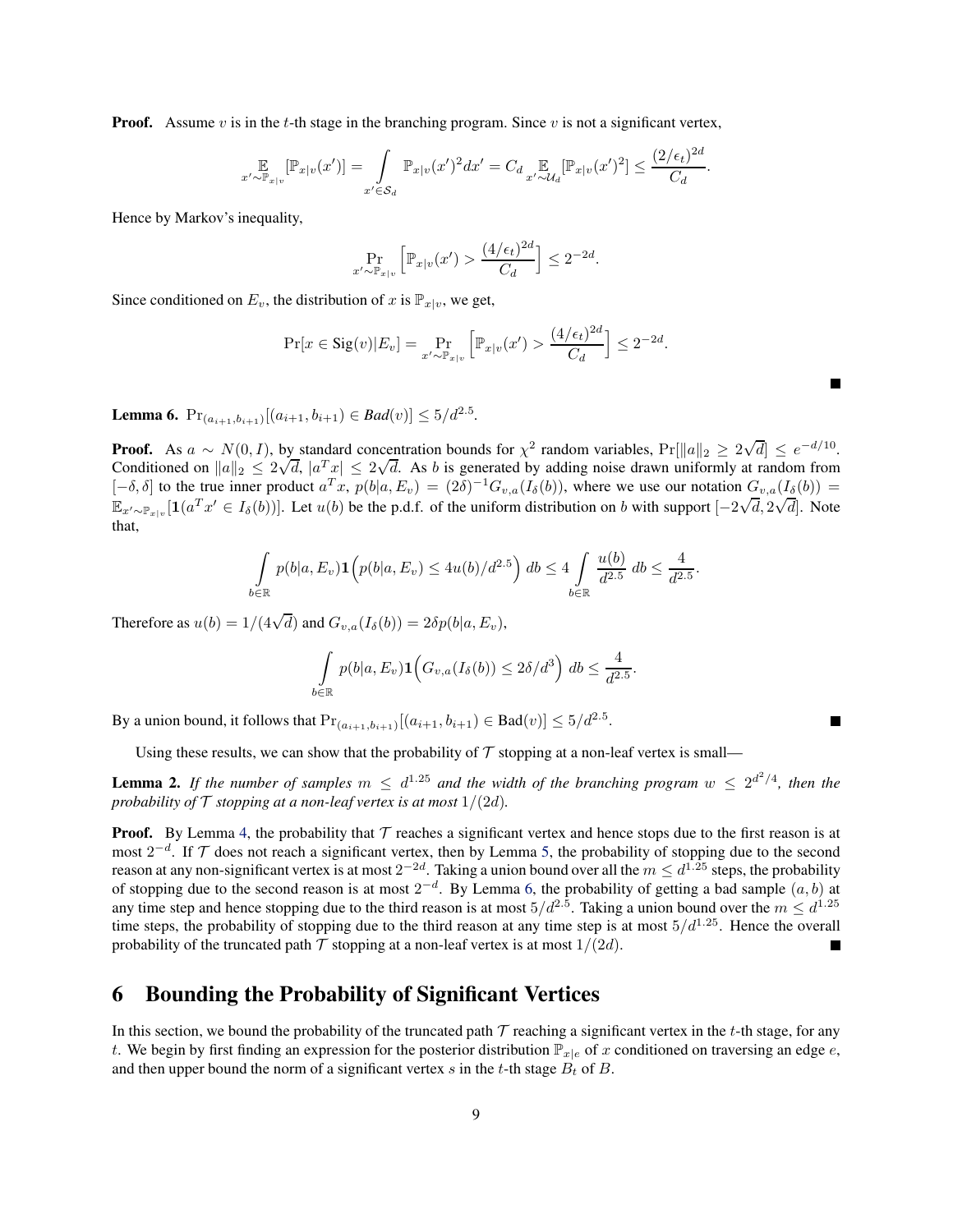**Proof.** Assume $v$ is in the $t$-th stage in the branching program. Since $v$ is not a significant vertex,

$$\mathop{\mathbb{E}}_{x' \sim \mathbb{P}_{x|v}}[\mathbb{P}_{x|v}(x')] = \int_{x' \in \mathcal{S}_d} \mathbb{P}_{x|v}(x')^2 dx' = C_d \mathop{\mathbb{E}}_{x' \sim \mathcal{U}_d}[\mathbb{P}_{x|v}(x')^2] \leq \frac{(2/\epsilon_t)^{2d}}{C_d}.$$

Hence by Markov's inequality,

$$\Pr_{x' \sim \mathbb{P}_{x|v}}\Big[\mathbb{P}_{x|v}(x') > \frac{(4/\epsilon_t)^{2d}}{C_d}\Big] \leq 2^{-2d}.$$

Since conditioned on $E_v$, the distribution of $x$ is $\mathbb{P}_{x|v}$, we get,

$$\Pr[x \in \mathrm{Sig}(v) | E_v] = \Pr_{x' \sim \mathbb{P}_{x|v}}\Big[\mathbb{P}_{x|v}(x') > \frac{(4/\epsilon_t)^{2d}}{C_d}\Big] \leq 2^{-2d}.$$

■

**Lemma 6.** $\Pr_{(a_{i+1}, b_{i+1})}[(a_{i+1}, b_{i+1}) \in \mathit{Bad}(v)] \leq 5/d^{2.5}$.

**Proof.** As $a \sim N(0, I)$, by standard concentration bounds for $\chi^2$ random variables, $\Pr[\|a\|_2 \geq 2\sqrt{d}] \leq e^{-d/10}$. Conditioned on $\|a\|_2 \leq 2\sqrt{d}$, $|a^T x| \leq 2\sqrt{d}$. As $b$ is generated by adding noise drawn uniformly at random from $[-\delta, \delta]$ to the true inner product $a^T x$, $p(b|a, E_v) = (2\delta)^{-1} G_{v,a}(I_\delta(b))$, where we use our notation $G_{v,a}(I_\delta(b)) = \mathbb{E}_{x' \sim \mathbb{P}_{x|v}}[\mathbf{1}(a^T x' \in I_\delta(b))]$. Let $u(b)$ be the p.d.f. of the uniform distribution on $b$ with support $[-2\sqrt{d}, 2\sqrt{d}]$. Note that,

$$\int_{b \in \mathbb{R}} p(b|a, E_v) \mathbf{1}\Big(p(b|a, E_v) \leq 4u(b)/d^{2.5}\Big)\, db \leq 4 \int_{b \in \mathbb{R}} \frac{u(b)}{d^{2.5}}\, db \leq \frac{4}{d^{2.5}}.$$

Therefore as $u(b) = 1/(4\sqrt{d})$ and $G_{v,a}(I_\delta(b)) = 2\delta p(b|a, E_v)$,

$$\int_{b \in \mathbb{R}} p(b|a, E_v) \mathbf{1}\Big(G_{v,a}(I_\delta(b)) \leq 2\delta/d^3\Big)\, db \leq \frac{4}{d^{2.5}}.$$

By a union bound, it follows that $\Pr_{(a_{i+1}, b_{i+1})}[(a_{i+1}, b_{i+1}) \in \mathrm{Bad}(v)] \leq 5/d^{2.5}$. ■

Using these results, we can show that the probability of $\mathcal{T}$ stopping at a non-leaf vertex is small—

**Lemma 2.** *If the number of samples $m \leq d^{1.25}$ and the width of the branching program $w \leq 2^{d^2/4}$, then the probability of $\mathcal{T}$ stopping at a non-leaf vertex is at most $1/(2d)$.*

**Proof.** By Lemma 4, the probability that $\mathcal{T}$ reaches a significant vertex and hence stops due to the first reason is at most $2^{-d}$. If $\mathcal{T}$ does not reach a significant vertex, then by Lemma 5, the probability of stopping due to the second reason at any non-significant vertex is at most $2^{-2d}$. Taking a union bound over all the $m \leq d^{1.25}$ steps, the probability of stopping due to the second reason is at most $2^{-d}$. By Lemma 6, the probability of getting a bad sample $(a, b)$ at any time step and hence stopping due to the third reason is at most $5/d^{2.5}$. Taking a union bound over the $m \leq d^{1.25}$ time steps, the probability of stopping due to the third reason at any time step is at most $5/d^{1.25}$. Hence the overall probability of the truncated path $\mathcal{T}$ stopping at a non-leaf vertex is at most $1/(2d)$. ■

# 6 Bounding the Probability of Significant Vertices

In this section, we bound the probability of the truncated path $\mathcal{T}$ reaching a significant vertex in the $t$-th stage, for any $t$. We begin by first finding an expression for the posterior distribution $\mathbb{P}_{x|e}$ of $x$ conditioned on traversing an edge $e$, and then upper bound the norm of a significant vertex $s$ in the $t$-th stage $B_t$ of $B$.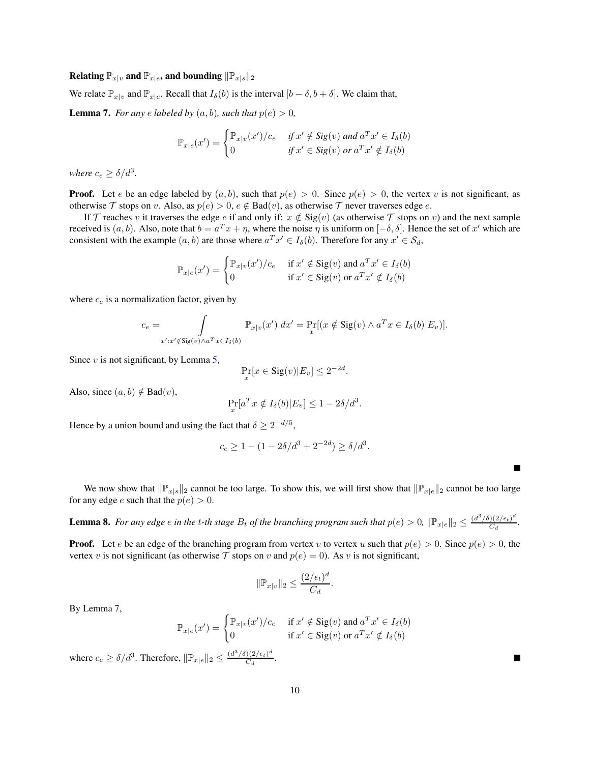**Relating $\mathbb{P}_{x|v}$ and $\mathbb{P}_{x|e}$, and bounding $\|\mathbb{P}_{x|s}\|_2$**

We relate $\mathbb{P}_{x|v}$ and $\mathbb{P}_{x|e}$. Recall that $I_\delta(b)$ is the interval $[b-\delta, b+\delta]$. We claim that,

**Lemma 7.** *For any $e$ labeled by $(a, b)$, such that $p(e) > 0$,*

$$\mathbb{P}_{x|e}(x') = \begin{cases} \mathbb{P}_{x|v}(x')/c_e & \text{if } x' \notin \textit{Sig}(v) \text{ and } a^T x' \in I_\delta(b) \\ 0 & \text{if } x' \in \textit{Sig}(v) \text{ or } a^T x' \notin I_\delta(b) \end{cases}$$

*where $c_e \geq \delta/d^3$.*

**Proof.** Let $e$ be an edge labeled by $(a, b)$, such that $p(e) > 0$. Since $p(e) > 0$, the vertex $v$ is not significant, as otherwise $\mathcal{T}$ stops on $v$. Also, as $p(e) > 0$, $e \notin \text{Bad}(v)$, as otherwise $\mathcal{T}$ never traverses edge $e$.

If $\mathcal{T}$ reaches $v$ it traverses the edge $e$ if and only if: $x \notin \text{Sig}(v)$ (as otherwise $\mathcal{T}$ stops on $v$) and the next sample received is $(a, b)$. Also, note that $b = a^T x + \eta$, where the noise $\eta$ is uniform on $[-\delta, \delta]$. Hence the set of $x'$ which are consistent with the example $(a, b)$ are those where $a^T x' \in I_\delta(b)$. Therefore for any $x' \in \mathcal{S}_d$,

$$\mathbb{P}_{x|e}(x') = \begin{cases} \mathbb{P}_{x|v}(x')/c_e & \text{if } x' \notin \text{Sig}(v) \text{ and } a^T x' \in I_\delta(b) \\ 0 & \text{if } x' \in \text{Sig}(v) \text{ or } a^T x' \notin I_\delta(b) \end{cases}$$

where $c_e$ is a normalization factor, given by

$$c_e = \int\limits_{x' : x' \notin \text{Sig}(v) \wedge a^T x \in I_\delta(b)} \mathbb{P}_{x|v}(x')\, dx' = \Pr_x[(x \notin \text{Sig}(v) \wedge a^T x \in I_\delta(b) | E_v)].$$

Since $v$ is not significant, by Lemma 5,

$$\Pr_x[x \in \text{Sig}(v) | E_v] \leq 2^{-2d}.$$

Also, since $(a, b) \notin \text{Bad}(v)$,

$$\Pr_x[a^T x \notin I_\delta(b) | E_v] \leq 1 - 2\delta/d^3.$$

Hence by a union bound and using the fact that $\delta \geq 2^{-d/5}$,

$$c_e \geq 1 - (1 - 2\delta/d^3 + 2^{-2d}) \geq \delta/d^3.$$

∎

We now show that $\|\mathbb{P}_{x|s}\|_2$ cannot be too large. To show this, we will first show that $\|\mathbb{P}_{x|e}\|_2$ cannot be too large for any edge $e$ such that the $p(e) > 0$.

**Lemma 8.** *For any edge $e$ in the $t$-th stage $B_t$ of the branching program such that $p(e) > 0$, $\|\mathbb{P}_{x|e}\|_2 \leq \frac{(d^3/\delta)(2/\epsilon_t)^d}{C_d}$.*

**Proof.** Let $e$ be an edge of the branching program from vertex $v$ to vertex $u$ such that $p(e) > 0$. Since $p(e) > 0$, the vertex $v$ is not significant (as otherwise $\mathcal{T}$ stops on $v$ and $p(e) = 0$). As $v$ is not significant,

$$\|\mathbb{P}_{x|v}\|_2 \leq \frac{(2/\epsilon_t)^d}{C_d}.$$

By Lemma 7,

$$\mathbb{P}_{x|e}(x') = \begin{cases} \mathbb{P}_{x|v}(x')/c_e & \text{if } x' \notin \text{Sig}(v) \text{ and } a^T x' \in I_\delta(b) \\ 0 & \text{if } x' \in \text{Sig}(v) \text{ or } a^T x' \notin I_\delta(b) \end{cases}$$

where $c_e \geq \delta/d^3$. Therefore, $\|\mathbb{P}_{x|e}\|_2 \leq \frac{(d^3/\delta)(2/\epsilon_t)^d}{C_d}$.

∎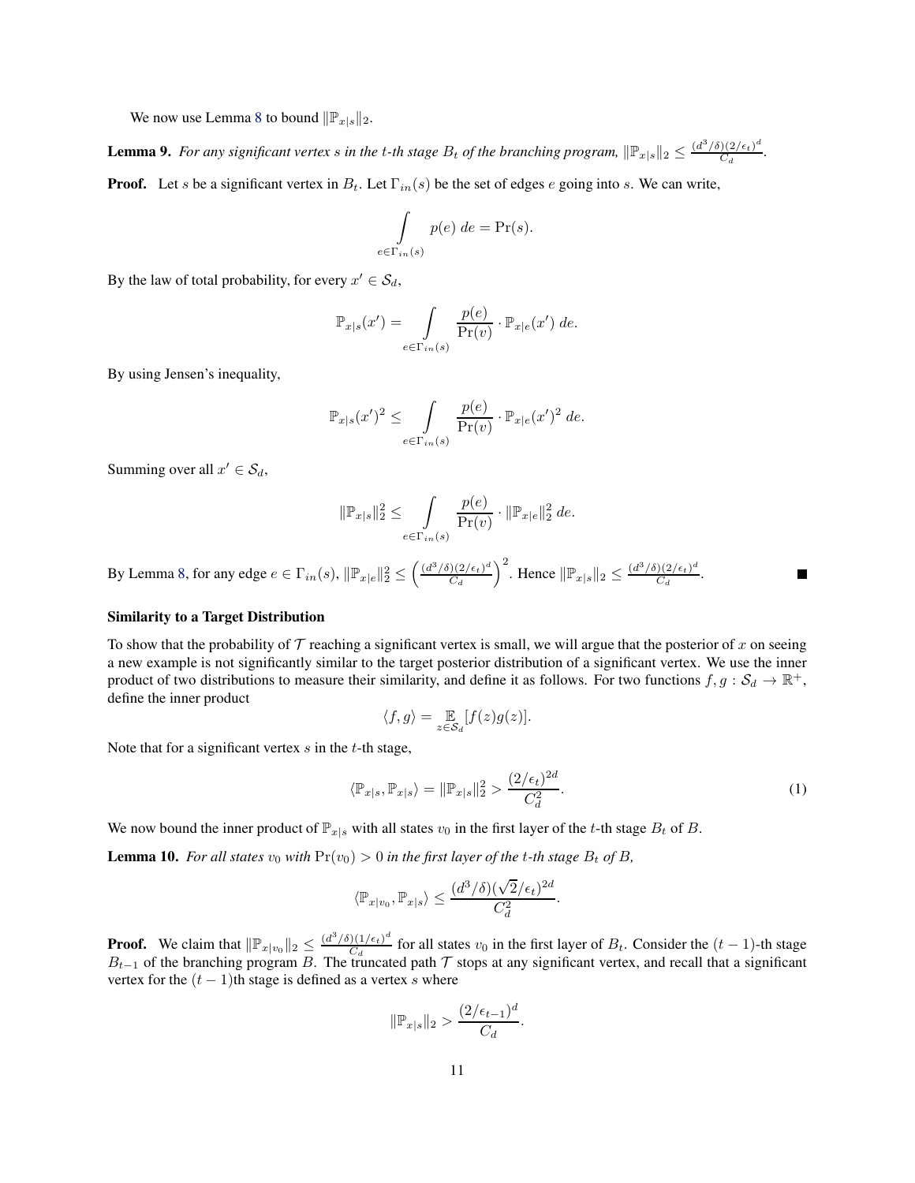We now use Lemma 8 to bound $\|\mathbb{P}_{x|s}\|_2$.

**Lemma 9.** *For any significant vertex $s$ in the $t$-th stage $B_t$ of the branching program, $\|\mathbb{P}_{x|s}\|_2 \le \frac{(d^3/\delta)(2/\epsilon_t)^d}{C_d}$.*

**Proof.** Let $s$ be a significant vertex in $B_t$. Let $\Gamma_{in}(s)$ be the set of edges $e$ going into $s$. We can write,

$$\int\limits_{e\in\Gamma_{in}(s)} p(e)\ de = \Pr(s).$$

By the law of total probability, for every $x' \in \mathcal{S}_d$,

$$\mathbb{P}_{x|s}(x') = \int\limits_{e\in\Gamma_{in}(s)} \frac{p(e)}{\Pr(v)} \cdot \mathbb{P}_{x|e}(x')\ de.$$

By using Jensen's inequality,

$$\mathbb{P}_{x|s}(x')^2 \le \int\limits_{e\in\Gamma_{in}(s)} \frac{p(e)}{\Pr(v)} \cdot \mathbb{P}_{x|e}(x')^2\ de.$$

Summing over all $x' \in \mathcal{S}_d$,

$$\|\mathbb{P}_{x|s}\|_2^2 \le \int\limits_{e\in\Gamma_{in}(s)} \frac{p(e)}{\Pr(v)} \cdot \|\mathbb{P}_{x|e}\|_2^2\ de.$$

By Lemma 8, for any edge $e \in \Gamma_{in}(s)$, $\|\mathbb{P}_{x|e}\|_2^2 \le \left(\frac{(d^3/\delta)(2/\epsilon_t)^d}{C_d}\right)^2$. Hence $\|\mathbb{P}_{x|s}\|_2 \le \frac{(d^3/\delta)(2/\epsilon_t)^d}{C_d}$. ∎

**Similarity to a Target Distribution**

To show that the probability of $\mathcal{T}$ reaching a significant vertex is small, we will argue that the posterior of $x$ on seeing a new example is not significantly similar to the target posterior distribution of a significant vertex. We use the inner product of two distributions to measure their similarity, and define it as follows. For two functions $f, g : \mathcal{S}_d \to \mathbb{R}^+$, define the inner product

$$\langle f, g\rangle = \mathop{\mathbb{E}}_{z\in\mathcal{S}_d}[f(z)g(z)].$$

Note that for a significant vertex $s$ in the $t$-th stage,

$$\langle \mathbb{P}_{x|s}, \mathbb{P}_{x|s}\rangle = \|\mathbb{P}_{x|s}\|_2^2 > \frac{(2/\epsilon_t)^{2d}}{C_d^2}. \tag{1}$$

We now bound the inner product of $\mathbb{P}_{x|s}$ with all states $v_0$ in the first layer of the $t$-th stage $B_t$ of $B$.

**Lemma 10.** *For all states $v_0$ with $\Pr(v_0) > 0$ in the first layer of the $t$-th stage $B_t$ of $B$,*

$$\langle \mathbb{P}_{x|v_0}, \mathbb{P}_{x|s}\rangle \le \frac{(d^3/\delta)(\sqrt{2}/\epsilon_t)^{2d}}{C_d^2}.$$

**Proof.** We claim that $\|\mathbb{P}_{x|v_0}\|_2 \le \frac{(d^3/\delta)(1/\epsilon_t)^d}{C_d}$ for all states $v_0$ in the first layer of $B_t$. Consider the $(t-1)$-th stage $B_{t-1}$ of the branching program $B$. The truncated path $\mathcal{T}$ stops at any significant vertex, and recall that a significant vertex for the $(t-1)$th stage is defined as a vertex $s$ where

$$\|\mathbb{P}_{x|s}\|_2 > \frac{(2/\epsilon_{t-1})^d}{C_d}.$$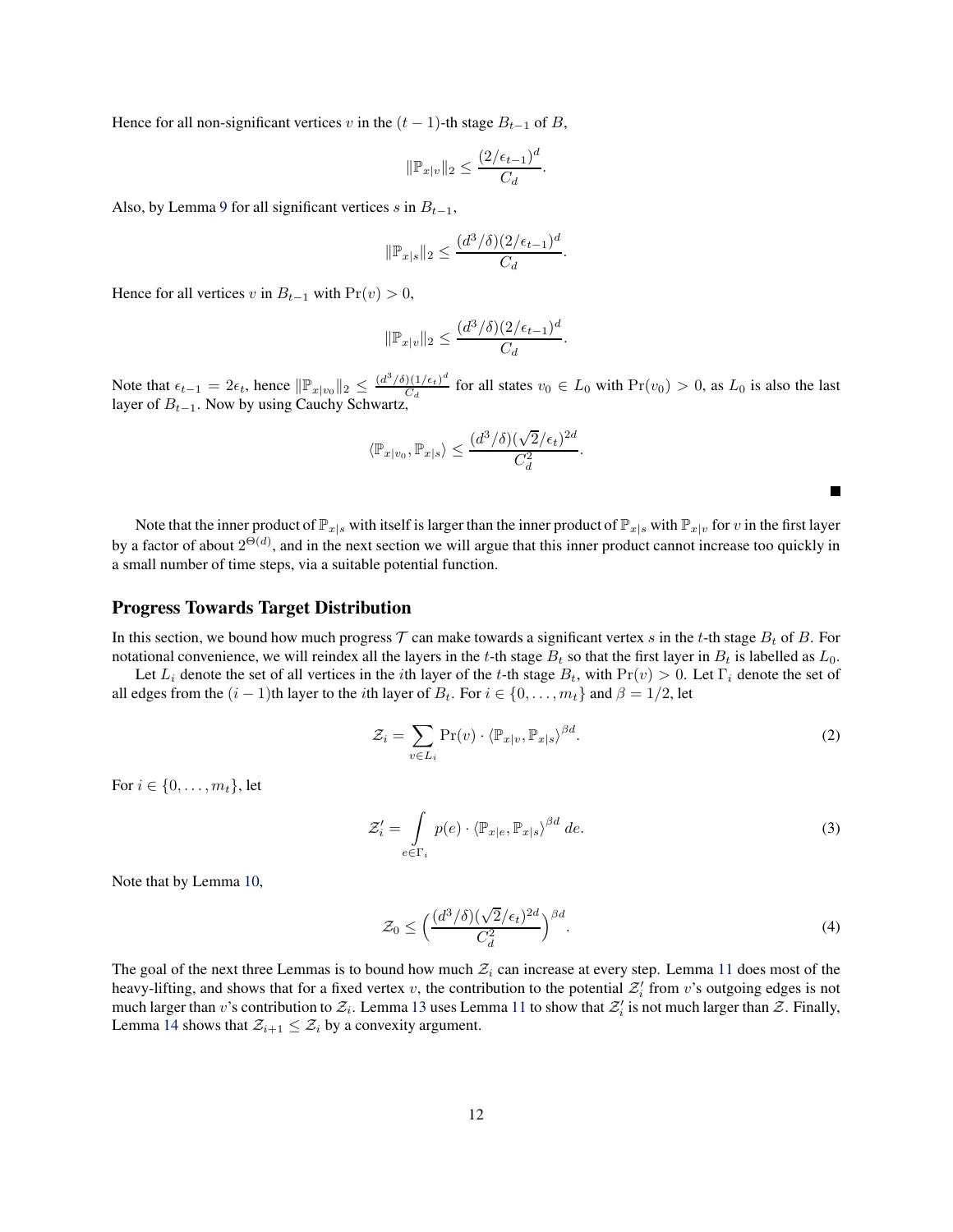Hence for all non-significant vertices $v$ in the $(t-1)$-th stage $B_{t-1}$ of $B$,

$$\|\mathbb{P}_{x|v}\|_2 \leq \frac{(2/\epsilon_{t-1})^d}{C_d}.$$

Also, by Lemma 9 for all significant vertices $s$ in $B_{t-1}$,

$$\|\mathbb{P}_{x|s}\|_2 \leq \frac{(d^3/\delta)(2/\epsilon_{t-1})^d}{C_d}.$$

Hence for all vertices $v$ in $B_{t-1}$ with $\Pr(v) > 0$,

$$\|\mathbb{P}_{x|v}\|_2 \leq \frac{(d^3/\delta)(2/\epsilon_{t-1})^d}{C_d}.$$

Note that $\epsilon_{t-1} = 2\epsilon_t$, hence $\|\mathbb{P}_{x|v_0}\|_2 \leq \frac{(d^3/\delta)(1/\epsilon_t)^d}{C_d}$ for all states $v_0 \in L_0$ with $\Pr(v_0) > 0$, as $L_0$ is also the last layer of $B_{t-1}$. Now by using Cauchy Schwartz,

$$\langle \mathbb{P}_{x|v_0}, \mathbb{P}_{x|s}\rangle \leq \frac{(d^3/\delta)(\sqrt{2}/\epsilon_t)^{2d}}{C_d^2}.$$

■

Note that the inner product of $\mathbb{P}_{x|s}$ with itself is larger than the inner product of $\mathbb{P}_{x|s}$ with $\mathbb{P}_{x|v}$ for $v$ in the first layer by a factor of about $2^{\Theta(d)}$, and in the next section we will argue that this inner product cannot increase too quickly in a small number of time steps, via a suitable potential function.

## Progress Towards Target Distribution

In this section, we bound how much progress $\mathcal{T}$ can make towards a significant vertex $s$ in the $t$-th stage $B_t$ of $B$. For notational convenience, we will reindex all the layers in the $t$-th stage $B_t$ so that the first layer in $B_t$ is labelled as $L_0$.

Let $L_i$ denote the set of all vertices in the $i$th layer of the $t$-th stage $B_t$, with $\Pr(v) > 0$. Let $\Gamma_i$ denote the set of all edges from the $(i-1)$th layer to the $i$th layer of $B_t$. For $i \in \{0, \ldots, m_t\}$ and $\beta = 1/2$, let

$$\mathcal{Z}_i = \sum_{v \in L_i} \Pr(v) \cdot \langle \mathbb{P}_{x|v}, \mathbb{P}_{x|s}\rangle^{\beta d}. \tag{2}$$

For $i \in \{0, \ldots, m_t\}$, let

$$\mathcal{Z}'_i = \int_{e \in \Gamma_i} p(e) \cdot \langle \mathbb{P}_{x|e}, \mathbb{P}_{x|s}\rangle^{\beta d}\, de. \tag{3}$$

Note that by Lemma 10,

$$\mathcal{Z}_0 \leq \Big(\frac{(d^3/\delta)(\sqrt{2}/\epsilon_t)^{2d}}{C_d^2}\Big)^{\beta d}. \tag{4}$$

The goal of the next three Lemmas is to bound how much $\mathcal{Z}_i$ can increase at every step. Lemma 11 does most of the heavy-lifting, and shows that for a fixed vertex $v$, the contribution to the potential $\mathcal{Z}'_i$ from $v$'s outgoing edges is not much larger than $v$'s contribution to $\mathcal{Z}_i$. Lemma 13 uses Lemma 11 to show that $\mathcal{Z}'_i$ is not much larger than $\mathcal{Z}$. Finally, Lemma 14 shows that $\mathcal{Z}_{i+1} \leq \mathcal{Z}_i$ by a convexity argument.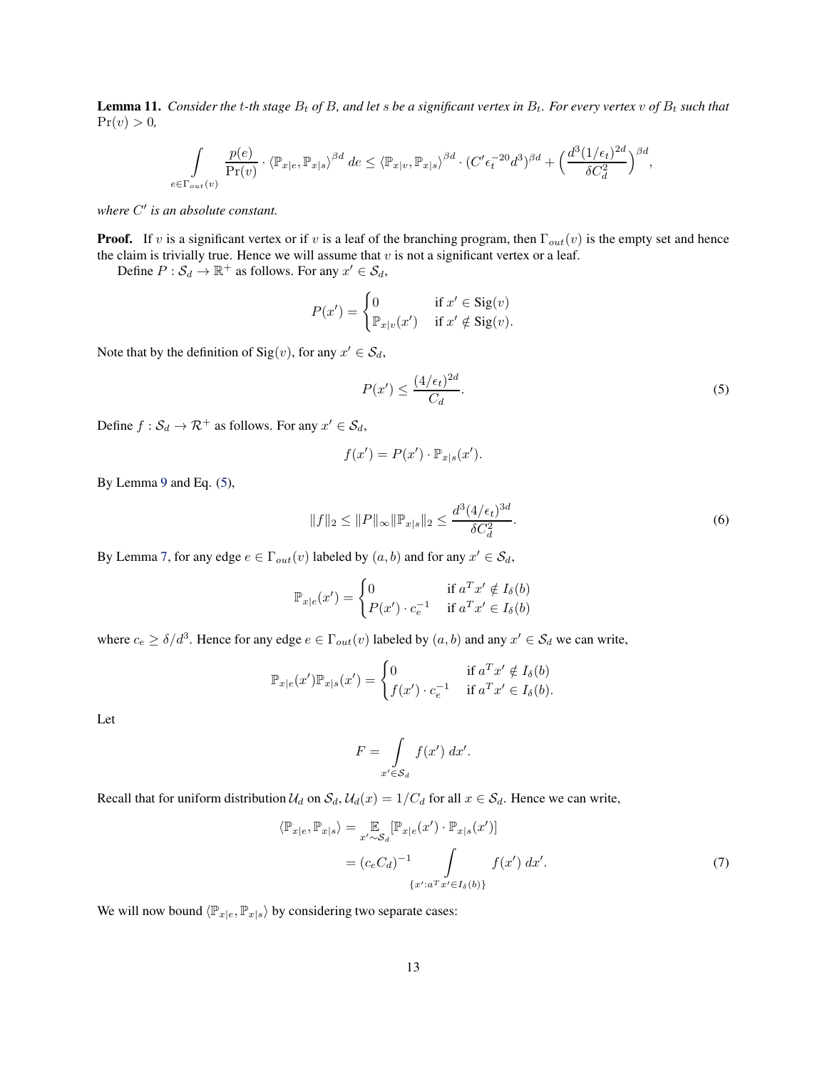**Lemma 11.** *Consider the $t$-th stage $B_t$ of $B$, and let $s$ be a significant vertex in $B_t$. For every vertex $v$ of $B_t$ such that $\Pr(v) > 0$,*

$$\int_{e \in \Gamma_{out}(v)} \frac{p(e)}{\Pr(v)} \cdot \langle \mathbb{P}_{x|e}, \mathbb{P}_{x|s} \rangle^{\beta d} \, de \leq \langle \mathbb{P}_{x|v}, \mathbb{P}_{x|s} \rangle^{\beta d} \cdot (C' \epsilon_t^{-20} d^3)^{\beta d} + \Big( \frac{d^3 (1/\epsilon_t)^{2d}}{\delta C_d^2} \Big)^{\beta d},$$

*where $C'$ is an absolute constant.*

**Proof.** If $v$ is a significant vertex or if $v$ is a leaf of the branching program, then $\Gamma_{out}(v)$ is the empty set and hence the claim is trivially true. Hence we will assume that $v$ is not a significant vertex or a leaf.

Define $P : \mathcal{S}_d \to \mathbb{R}^+$ as follows. For any $x' \in \mathcal{S}_d$,

$$P(x') = \begin{cases} 0 & \text{if } x' \in \mathrm{Sig}(v) \\ \mathbb{P}_{x|v}(x') & \text{if } x' \notin \mathrm{Sig}(v). \end{cases}$$

Note that by the definition of $\mathrm{Sig}(v)$, for any $x' \in \mathcal{S}_d$,

$$P(x') \leq \frac{(4/\epsilon_t)^{2d}}{C_d}. \tag{5}$$

Define $f : \mathcal{S}_d \to \mathcal{R}^+$ as follows. For any $x' \in \mathcal{S}_d$,

$$f(x') = P(x') \cdot \mathbb{P}_{x|s}(x').$$

By Lemma 9 and Eq. (5),

$$\|f\|_2 \leq \|P\|_\infty \|\mathbb{P}_{x|s}\|_2 \leq \frac{d^3 (4/\epsilon_t)^{3d}}{\delta C_d^2}. \tag{6}$$

By Lemma 7, for any edge $e \in \Gamma_{out}(v)$ labeled by $(a, b)$ and for any $x' \in \mathcal{S}_d$,

$$\mathbb{P}_{x|e}(x') = \begin{cases} 0 & \text{if } a^T x' \notin I_\delta(b) \\ P(x') \cdot c_e^{-1} & \text{if } a^T x' \in I_\delta(b) \end{cases}$$

where $c_e \geq \delta/d^3$. Hence for any edge $e \in \Gamma_{out}(v)$ labeled by $(a, b)$ and any $x' \in \mathcal{S}_d$ we can write,

$$\mathbb{P}_{x|e}(x') \mathbb{P}_{x|s}(x') = \begin{cases} 0 & \text{if } a^T x' \notin I_\delta(b) \\ f(x') \cdot c_e^{-1} & \text{if } a^T x' \in I_\delta(b). \end{cases}$$

Let

$$F = \int_{x' \in \mathcal{S}_d} f(x') \, dx'.$$

Recall that for uniform distribution $\mathcal{U}_d$ on $\mathcal{S}_d$, $\mathcal{U}_d(x) = 1/C_d$ for all $x \in \mathcal{S}_d$. Hence we can write,

$$\begin{aligned} \langle \mathbb{P}_{x|e}, \mathbb{P}_{x|s} \rangle &= \mathop{\mathbb{E}}_{x' \sim \mathcal{S}_d} [\mathbb{P}_{x|e}(x') \cdot \mathbb{P}_{x|s}(x')] \\ &= (c_e C_d)^{-1} \int_{\{x' : a^T x' \in I_\delta(b)\}} f(x') \, dx'. \end{aligned} \tag{7}$$

We will now bound $\langle \mathbb{P}_{x|e}, \mathbb{P}_{x|s} \rangle$ by considering two separate cases: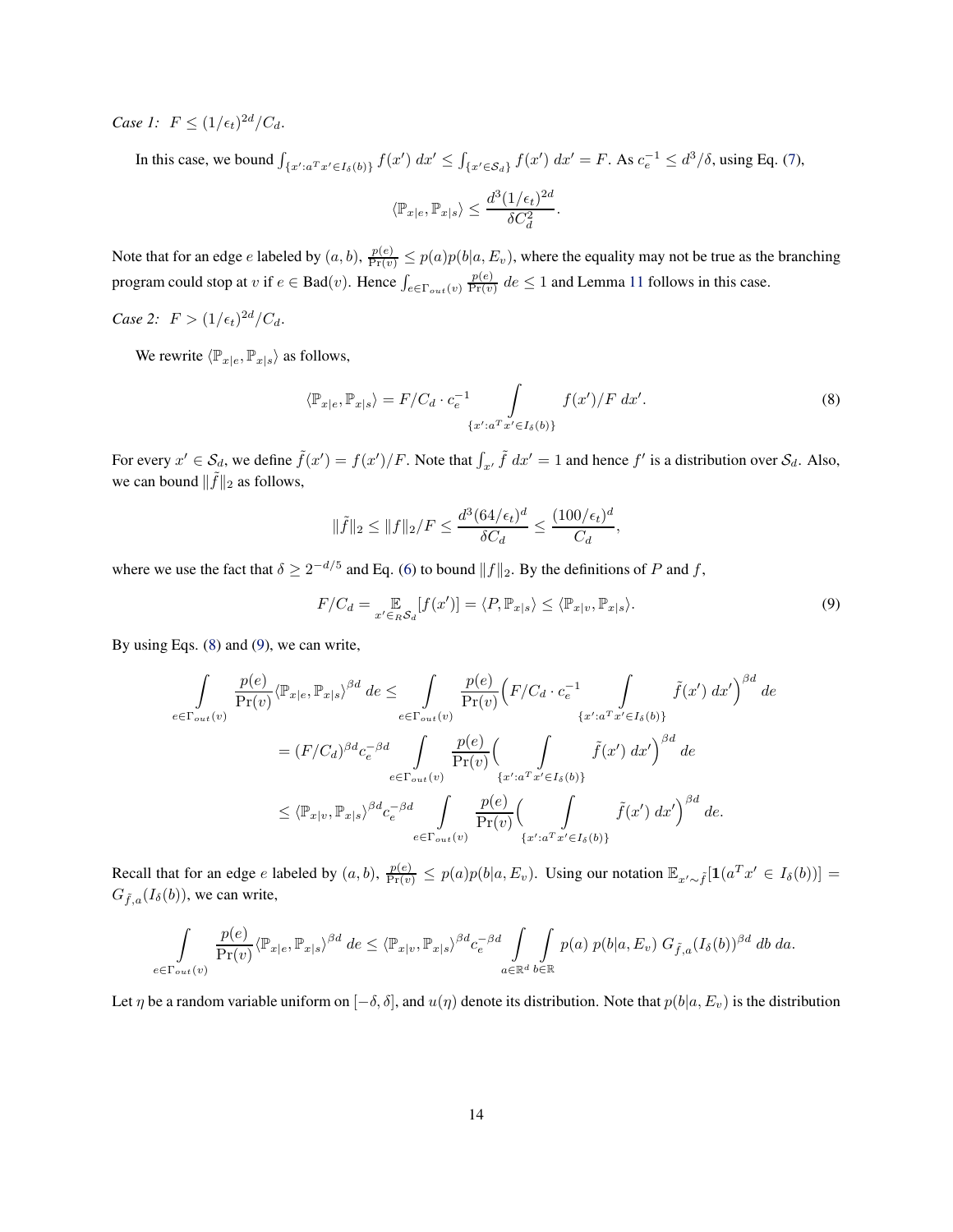*Case 1:* $F \leq (1/\epsilon_t)^{2d}/C_d$.

In this case, we bound $\int_{\{x':a^T x' \in I_\delta(b)\}} f(x')\ dx' \leq \int_{\{x' \in \mathcal{S}_d\}} f(x')\ dx' = F$. As $c_e^{-1} \leq d^3/\delta$, using Eq. (7),

$$\langle \mathbb{P}_{x|e}, \mathbb{P}_{x|s} \rangle \leq \frac{d^3 (1/\epsilon_t)^{2d}}{\delta C_d^2}.$$

Note that for an edge $e$ labeled by $(a, b)$, $\frac{p(e)}{\Pr(v)} \leq p(a)p(b|a, E_v)$, where the equality may not be true as the branching program could stop at $v$ if $e \in \text{Bad}(v)$. Hence $\int_{e \in \Gamma_{out}(v)} \frac{p(e)}{\Pr(v)}\ de \leq 1$ and Lemma 11 follows in this case.

*Case 2:* $F > (1/\epsilon_t)^{2d}/C_d$.

We rewrite $\langle \mathbb{P}_{x|e}, \mathbb{P}_{x|s} \rangle$ as follows,

$$\langle \mathbb{P}_{x|e}, \mathbb{P}_{x|s} \rangle = F/C_d \cdot c_e^{-1} \int\limits_{\{x':a^T x' \in I_\delta(b)\}} f(x')/F\ dx'. \tag{8}$$

For every $x' \in \mathcal{S}_d$, we define $\tilde{f}(x') = f(x')/F$. Note that $\int_{x'} \tilde{f}\ dx' = 1$ and hence $f'$ is a distribution over $\mathcal{S}_d$. Also, we can bound $\|\tilde{f}\|_2$ as follows,

$$\|\tilde{f}\|_2 \leq \|f\|_2/F \leq \frac{d^3(64/\epsilon_t)^d}{\delta C_d} \leq \frac{(100/\epsilon_t)^d}{C_d},$$

where we use the fact that $\delta \geq 2^{-d/5}$ and Eq. (6) to bound $\|f\|_2$. By the definitions of $P$ and $f$,

$$F/C_d = \mathop{\mathbb{E}}_{x' \in_R \mathcal{S}_d}[f(x')] = \langle P, \mathbb{P}_{x|s} \rangle \leq \langle \mathbb{P}_{x|v}, \mathbb{P}_{x|s} \rangle. \tag{9}$$

By using Eqs. (8) and (9), we can write,

$$\begin{aligned}
\int\limits_{e \in \Gamma_{out}(v)} \frac{p(e)}{\Pr(v)} \langle \mathbb{P}_{x|e}, \mathbb{P}_{x|s} \rangle^{\beta d}\ de &\leq \int\limits_{e \in \Gamma_{out}(v)} \frac{p(e)}{\Pr(v)} \Big( F/C_d \cdot c_e^{-1} \int\limits_{\{x':a^T x' \in I_\delta(b)\}} \tilde{f}(x')\ dx' \Big)^{\beta d}\ de \\
&= (F/C_d)^{\beta d} c_e^{-\beta d} \int\limits_{e \in \Gamma_{out}(v)} \frac{p(e)}{\Pr(v)} \Big( \int\limits_{\{x':a^T x' \in I_\delta(b)\}} \tilde{f}(x')\ dx' \Big)^{\beta d}\ de \\
&\leq \langle \mathbb{P}_{x|v}, \mathbb{P}_{x|s} \rangle^{\beta d} c_e^{-\beta d} \int\limits_{e \in \Gamma_{out}(v)} \frac{p(e)}{\Pr(v)} \Big( \int\limits_{\{x':a^T x' \in I_\delta(b)\}} \tilde{f}(x')\ dx' \Big)^{\beta d}\ de.
\end{aligned}$$

Recall that for an edge $e$ labeled by $(a, b)$, $\frac{p(e)}{\Pr(v)} \leq p(a)p(b|a, E_v)$. Using our notation $\mathbb{E}_{x' \sim \tilde{f}}[\mathbf{1}(a^T x' \in I_\delta(b))] = G_{\tilde{f},a}(I_\delta(b))$, we can write,

$$\int\limits_{e \in \Gamma_{out}(v)} \frac{p(e)}{\Pr(v)} \langle \mathbb{P}_{x|e}, \mathbb{P}_{x|s} \rangle^{\beta d}\ de \leq \langle \mathbb{P}_{x|v}, \mathbb{P}_{x|s} \rangle^{\beta d} c_e^{-\beta d} \int\limits_{a \in \mathbb{R}^d} \int\limits_{b \in \mathbb{R}} p(a)\ p(b|a, E_v)\ G_{\tilde{f},a}(I_\delta(b))^{\beta d}\ db\ da.$$

Let $\eta$ be a random variable uniform on $[-\delta, \delta]$, and $u(\eta)$ denote its distribution. Note that $p(b|a, E_v)$ is the distribution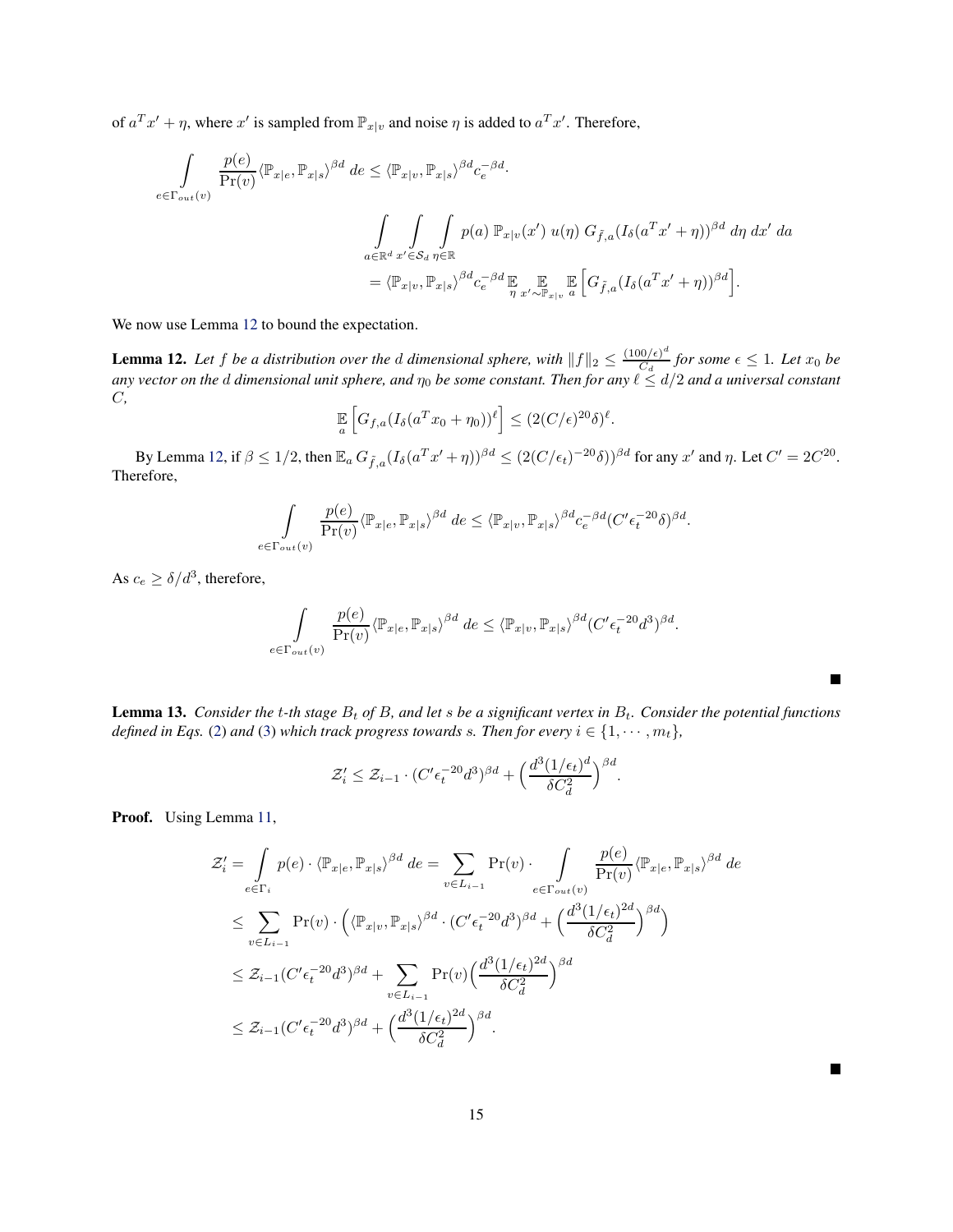of $a^T x' + \eta$, where $x'$ is sampled from $\mathbb{P}_{x|v}$ and noise $\eta$ is added to $a^T x'$. Therefore,

$$
\int_{e \in \Gamma_{out}(v)} \frac{p(e)}{\Pr(v)} \langle \mathbb{P}_{x|e}, \mathbb{P}_{x|s} \rangle^{\beta d} \, de \leq \langle \mathbb{P}_{x|v}, \mathbb{P}_{x|s} \rangle^{\beta d} c_e^{-\beta d} \cdot
$$

$$
\int_{a \in \mathbb{R}^d} \int_{x' \in \mathcal{S}_d} \int_{\eta \in \mathbb{R}} p(a) \, \mathbb{P}_{x|v}(x') \, u(\eta) \, G_{\tilde{f},a}(I_\delta(a^T x' + \eta))^{\beta d} \, d\eta \, dx' \, da
$$

$$
= \langle \mathbb{P}_{x|v}, \mathbb{P}_{x|s} \rangle^{\beta d} c_e^{-\beta d} \mathop{\mathbb{E}}_{\eta} \mathop{\mathbb{E}}_{x' \sim \mathbb{P}_{x|v}} \mathop{\mathbb{E}}_{a} \Big[ G_{\tilde{f},a}(I_\delta(a^T x' + \eta))^{\beta d} \Big].
$$

We now use Lemma 12 to bound the expectation.

**Lemma 12.** *Let $f$ be a distribution over the $d$ dimensional sphere, with $\|f\|_2 \leq \frac{(100/\epsilon)^d}{C_d}$ for some $\epsilon \leq 1$. Let $x_0$ be any vector on the $d$ dimensional unit sphere, and $\eta_0$ be some constant. Then for any $\ell \leq d/2$ and a universal constant $C$,*

$$
\mathop{\mathbb{E}}_{a} \Big[ G_{f,a}(I_\delta(a^T x_0 + \eta_0))^\ell \Big] \leq (2(C/\epsilon)^{20} \delta)^\ell.
$$

By Lemma 12, if $\beta \leq 1/2$, then $\mathbb{E}_a \, G_{\tilde{f},a}(I_\delta(a^T x' + \eta))^{\beta d} \leq (2(C/\epsilon_t)^{-20}\delta))^{\beta d}$ for any $x'$ and $\eta$. Let $C' = 2C^{20}$. Therefore,

$$
\int_{e \in \Gamma_{out}(v)} \frac{p(e)}{\Pr(v)} \langle \mathbb{P}_{x|e}, \mathbb{P}_{x|s} \rangle^{\beta d} \, de \leq \langle \mathbb{P}_{x|v}, \mathbb{P}_{x|s} \rangle^{\beta d} c_e^{-\beta d} (C' \epsilon_t^{-20} \delta)^{\beta d}.
$$

As $c_e \geq \delta/d^3$, therefore,

$$
\int_{e \in \Gamma_{out}(v)} \frac{p(e)}{\Pr(v)} \langle \mathbb{P}_{x|e}, \mathbb{P}_{x|s} \rangle^{\beta d} \, de \leq \langle \mathbb{P}_{x|v}, \mathbb{P}_{x|s} \rangle^{\beta d} (C' \epsilon_t^{-20} d^3)^{\beta d}.
$$

■

**Lemma 13.** *Consider the $t$-th stage $B_t$ of $B$, and let $s$ be a significant vertex in $B_t$. Consider the potential functions defined in Eqs. (2) and (3) which track progress towards $s$. Then for every $i \in \{1, \cdots, m_t\}$,*

$$
\mathcal{Z}_i' \leq \mathcal{Z}_{i-1} \cdot (C' \epsilon_t^{-20} d^3)^{\beta d} + \Big( \frac{d^3 (1/\epsilon_t)^d}{\delta C_d^2} \Big)^{\beta d}.
$$

**Proof.** Using Lemma 11,

$$
\begin{aligned}
\mathcal{Z}_i' &= \int_{e \in \Gamma_i} p(e) \cdot \langle \mathbb{P}_{x|e}, \mathbb{P}_{x|s} \rangle^{\beta d} \, de = \sum_{v \in L_{i-1}} \Pr(v) \cdot \int_{e \in \Gamma_{out}(v)} \frac{p(e)}{\Pr(v)} \langle \mathbb{P}_{x|e}, \mathbb{P}_{x|s} \rangle^{\beta d} \, de \\
&\leq \sum_{v \in L_{i-1}} \Pr(v) \cdot \Big( \langle \mathbb{P}_{x|v}, \mathbb{P}_{x|s} \rangle^{\beta d} \cdot (C' \epsilon_t^{-20} d^3)^{\beta d} + \Big( \frac{d^3 (1/\epsilon_t)^{2d}}{\delta C_d^2} \Big)^{\beta d} \Big) \\
&\leq \mathcal{Z}_{i-1} (C' \epsilon_t^{-20} d^3)^{\beta d} + \sum_{v \in L_{i-1}} \Pr(v) \Big( \frac{d^3 (1/\epsilon_t)^{2d}}{\delta C_d^2} \Big)^{\beta d} \\
&\leq \mathcal{Z}_{i-1} (C' \epsilon_t^{-20} d^3)^{\beta d} + \Big( \frac{d^3 (1/\epsilon_t)^{2d}}{\delta C_d^2} \Big)^{\beta d}.
\end{aligned}
$$

■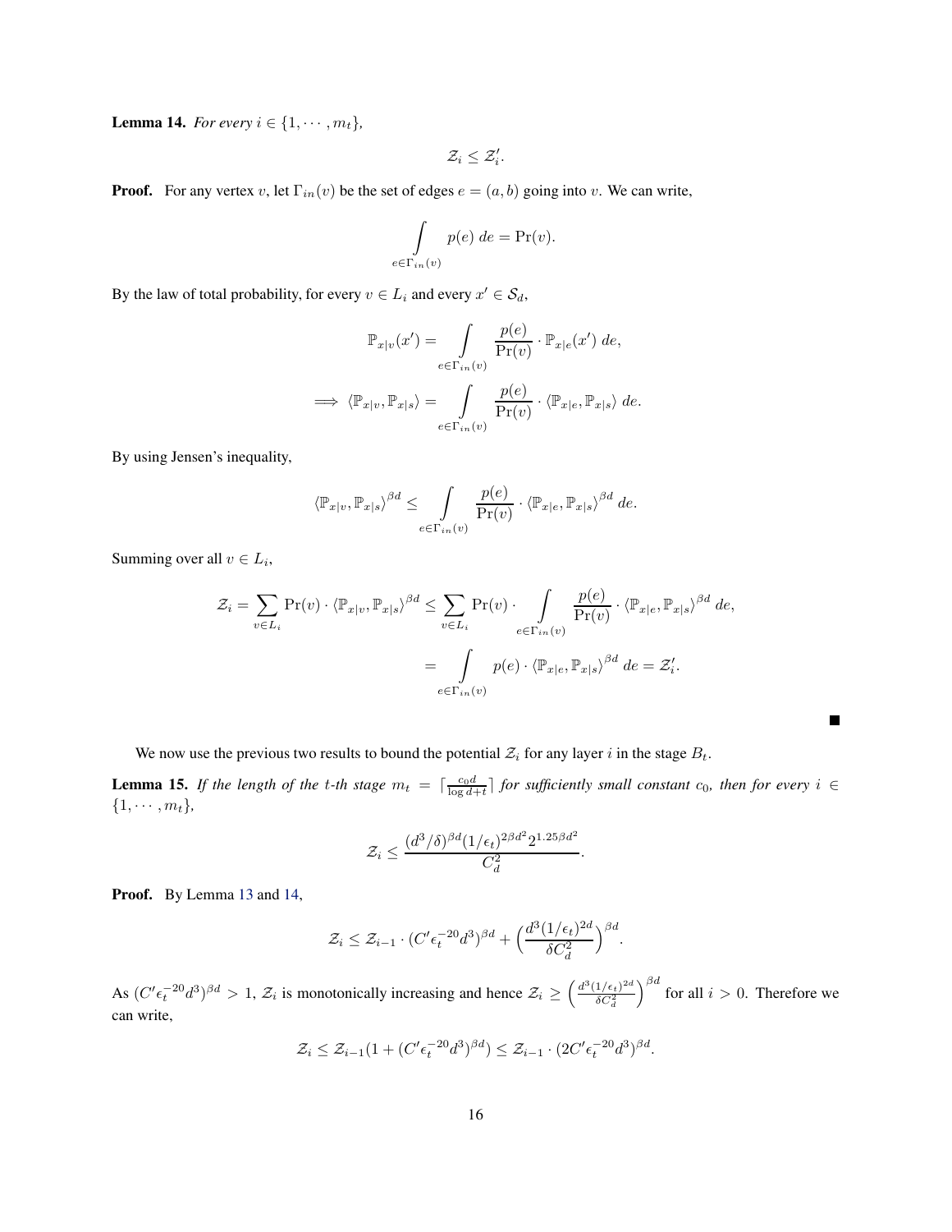**Lemma 14.** *For every $i \in \{1, \cdots, m_t\}$,*

$$\mathcal{Z}_i \leq \mathcal{Z}'_i.$$

**Proof.** For any vertex $v$, let $\Gamma_{in}(v)$ be the set of edges $e = (a, b)$ going into $v$. We can write,

$$\int\limits_{e \in \Gamma_{in}(v)} p(e)\ de = \Pr(v).$$

By the law of total probability, for every $v \in L_i$ and every $x' \in \mathcal{S}_d$,

$$\mathbb{P}_{x|v}(x') = \int\limits_{e \in \Gamma_{in}(v)} \frac{p(e)}{\Pr(v)} \cdot \mathbb{P}_{x|e}(x')\ de,$$

$$\implies \langle \mathbb{P}_{x|v}, \mathbb{P}_{x|s} \rangle = \int\limits_{e \in \Gamma_{in}(v)} \frac{p(e)}{\Pr(v)} \cdot \langle \mathbb{P}_{x|e}, \mathbb{P}_{x|s} \rangle\ de.$$

By using Jensen's inequality,

$$\langle \mathbb{P}_{x|v}, \mathbb{P}_{x|s} \rangle^{\beta d} \leq \int\limits_{e \in \Gamma_{in}(v)} \frac{p(e)}{\Pr(v)} \cdot \langle \mathbb{P}_{x|e}, \mathbb{P}_{x|s} \rangle^{\beta d}\ de.$$

Summing over all $v \in L_i$,

$$\mathcal{Z}_i = \sum_{v \in L_i} \Pr(v) \cdot \langle \mathbb{P}_{x|v}, \mathbb{P}_{x|s} \rangle^{\beta d} \leq \sum_{v \in L_i} \Pr(v) \cdot \int\limits_{e \in \Gamma_{in}(v)} \frac{p(e)}{\Pr(v)} \cdot \langle \mathbb{P}_{x|e}, \mathbb{P}_{x|s} \rangle^{\beta d}\ de,$$

$$= \int\limits_{e \in \Gamma_{in}(v)} p(e) \cdot \langle \mathbb{P}_{x|e}, \mathbb{P}_{x|s} \rangle^{\beta d}\ de = \mathcal{Z}'_i.$$

■

We now use the previous two results to bound the potential $\mathcal{Z}_i$ for any layer $i$ in the stage $B_t$.

**Lemma 15.** *If the length of the $t$-th stage $m_t = \lceil \frac{c_0 d}{\log d + t} \rceil$ for sufficiently small constant $c_0$, then for every $i \in \{1, \cdots, m_t\}$,*

$$\mathcal{Z}_i \leq \frac{(d^3/\delta)^{\beta d}(1/\epsilon_t)^{2\beta d^2} 2^{1.25\beta d^2}}{C_d^2}.$$

**Proof.** By Lemma 13 and 14,

$$\mathcal{Z}_i \leq \mathcal{Z}_{i-1} \cdot (C' \epsilon_t^{-20} d^3)^{\beta d} + \left( \frac{d^3 (1/\epsilon_t)^{2d}}{\delta C_d^2} \right)^{\beta d}.$$

As $(C' \epsilon_t^{-20} d^3)^{\beta d} > 1$, $\mathcal{Z}_i$ is monotonically increasing and hence $\mathcal{Z}_i \geq \left( \frac{d^3 (1/\epsilon_t)^{2d}}{\delta C_d^2} \right)^{\beta d}$ for all $i > 0$. Therefore we can write,

$$\mathcal{Z}_i \leq \mathcal{Z}_{i-1}(1 + (C' \epsilon_t^{-20} d^3)^{\beta d}) \leq \mathcal{Z}_{i-1} \cdot (2C' \epsilon_t^{-20} d^3)^{\beta d}.$$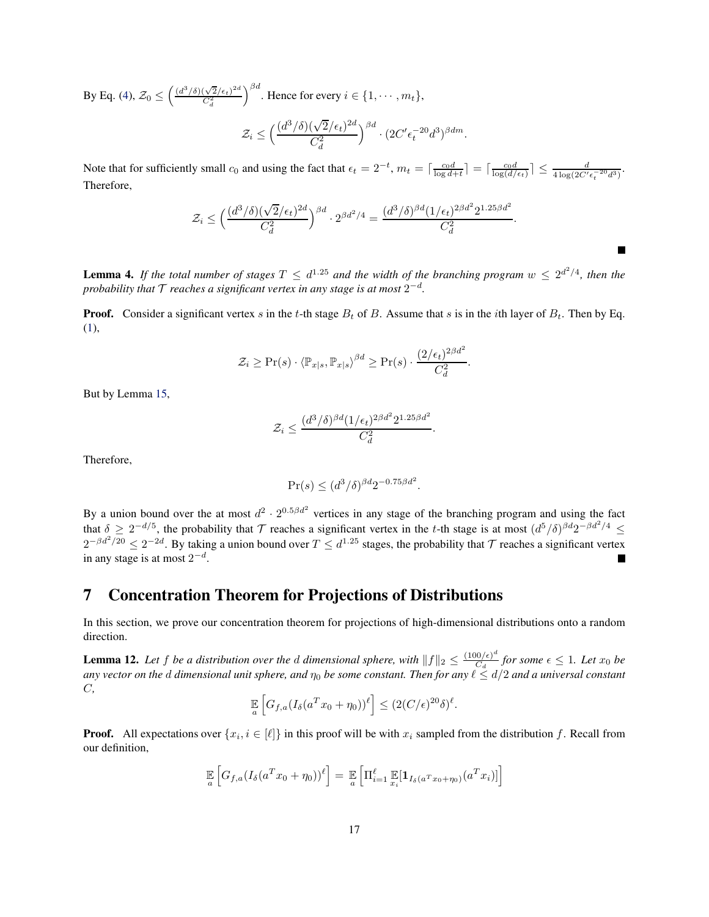By Eq. (4), $\mathcal{Z}_0 \leq \left(\frac{(d^3/\delta)(\sqrt{2}/\epsilon_t)^{2d}}{C_d^2}\right)^{\beta d}$. Hence for every $i \in \{1, \cdots, m_t\}$,

$$\mathcal{Z}_i \leq \Big(\frac{(d^3/\delta)(\sqrt{2}/\epsilon_t)^{2d}}{C_d^2}\Big)^{\beta d} \cdot (2C'\epsilon_t^{-20}d^3)^{\beta dm}.$$

Note that for sufficiently small $c_0$ and using the fact that $\epsilon_t = 2^{-t}$, $m_t = \lceil \frac{c_0 d}{\log d + t} \rceil = \lceil \frac{c_0 d}{\log(d/\epsilon_t)} \rceil \leq \frac{d}{4\log(2C'\epsilon_t^{-20}d^3)}$. Therefore,

$$\mathcal{Z}_i \leq \Big(\frac{(d^3/\delta)(\sqrt{2}/\epsilon_t)^{2d}}{C_d^2}\Big)^{\beta d} \cdot 2^{\beta d^2/4} = \frac{(d^3/\delta)^{\beta d}(1/\epsilon_t)^{2\beta d^2}2^{1.25\beta d^2}}{C_d^2}.$$

■

**Lemma 4.** *If the total number of stages $T \leq d^{1.25}$ and the width of the branching program $w \leq 2^{d^2/4}$, then the probability that $\mathcal{T}$ reaches a significant vertex in any stage is at most $2^{-d}$.*

**Proof.** Consider a significant vertex $s$ in the $t$-th stage $B_t$ of $B$. Assume that $s$ is in the $i$th layer of $B_t$. Then by Eq. (1),

$$\mathcal{Z}_i \geq \Pr(s) \cdot \langle \mathbb{P}_{x|s}, \mathbb{P}_{x|s} \rangle^{\beta d} \geq \Pr(s) \cdot \frac{(2/\epsilon_t)^{2\beta d^2}}{C_d^2}.$$

But by Lemma 15,

$$\mathcal{Z}_i \leq \frac{(d^3/\delta)^{\beta d}(1/\epsilon_t)^{2\beta d^2}2^{1.25\beta d^2}}{C_d^2}.$$

Therefore,

$$\Pr(s) \leq (d^3/\delta)^{\beta d}2^{-0.75\beta d^2}.$$

By a union bound over the at most $d^2 \cdot 2^{0.5\beta d^2}$ vertices in any stage of the branching program and using the fact that $\delta \geq 2^{-d/5}$, the probability that $\mathcal{T}$ reaches a significant vertex in the $t$-th stage is at most $(d^5/\delta)^{\beta d}2^{-\beta d^2/4} \leq 2^{-\beta d^2/20} \leq 2^{-2d}$. By taking a union bound over $T \leq d^{1.25}$ stages, the probability that $\mathcal{T}$ reaches a significant vertex in any stage is at most $2^{-d}$. ■

# 7 Concentration Theorem for Projections of Distributions

In this section, we prove our concentration theorem for projections of high-dimensional distributions onto a random direction.

**Lemma 12.** *Let $f$ be a distribution over the $d$ dimensional sphere, with $\|f\|_2 \leq \frac{(100/\epsilon)^d}{C_d}$ for some $\epsilon \leq 1$. Let $x_0$ be any vector on the $d$ dimensional unit sphere, and $\eta_0$ be some constant. Then for any $\ell \leq d/2$ and a universal constant $C$,*

$$\mathop{\mathbb{E}}_a\left[G_{f,a}(I_\delta(a^Tx_0 + \eta_0))^\ell\right] \leq (2(C/\epsilon)^{20}\delta)^\ell.$$

**Proof.** All expectations over $\{x_i, i \in [\ell]\}$ in this proof will be with $x_i$ sampled from the distribution $f$. Recall from our definition,

$$\mathop{\mathbb{E}}_a\left[G_{f,a}(I_\delta(a^Tx_0 + \eta_0))^\ell\right] = \mathop{\mathbb{E}}_a\left[\Pi_{i=1}^\ell \mathop{\mathbb{E}}_{x_i}[\mathbf{1}_{I_\delta(a^Tx_0+\eta_0)}(a^Tx_i)]\right]$$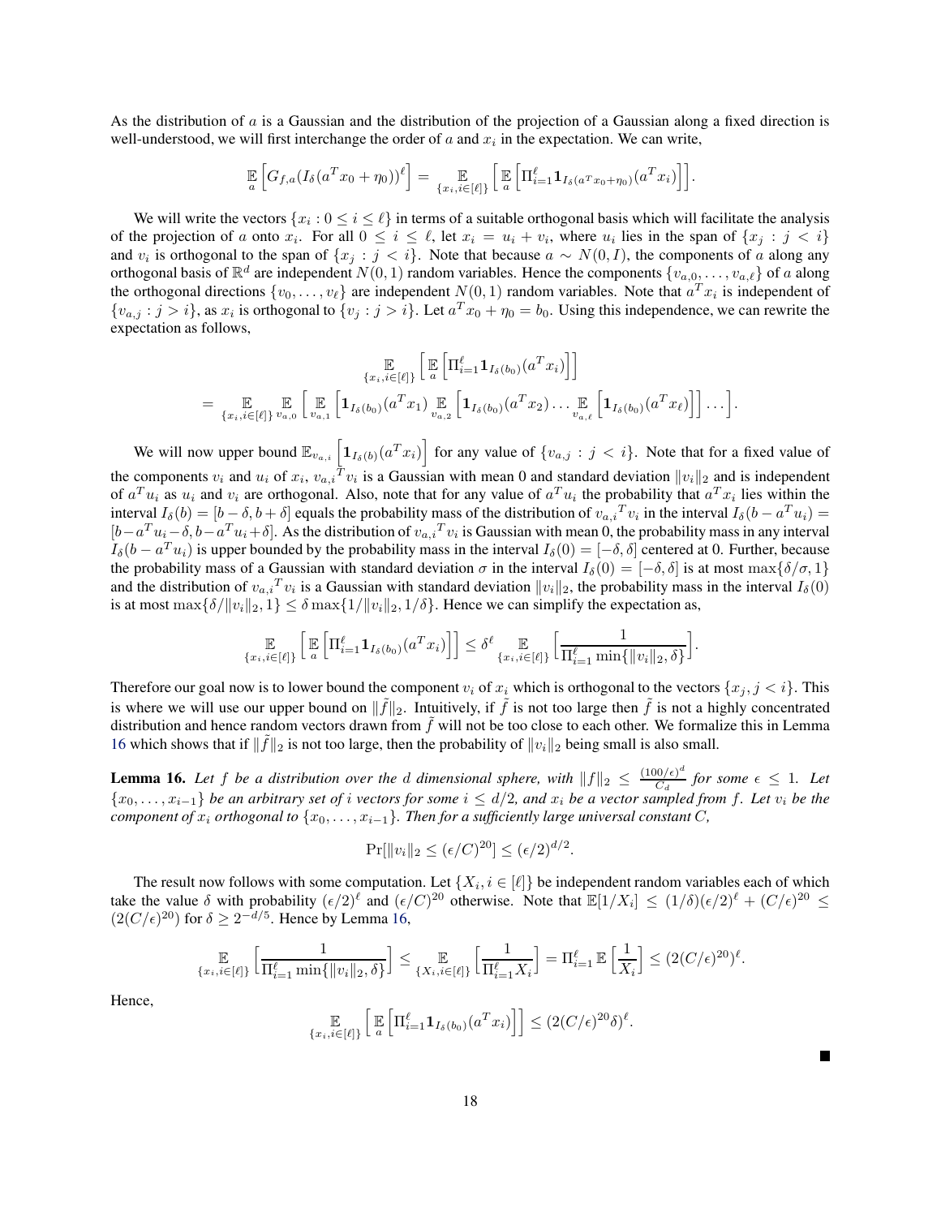As the distribution of $a$ is a Gaussian and the distribution of the projection of a Gaussian along a fixed direction is well-understood, we will first interchange the order of $a$ and $x_i$ in the expectation. We can write,

$$\mathop{\mathbb{E}}_{a}\Big[G_{f,a}(I_\delta(a^T x_0+\eta_0))^\ell\Big] = \mathop{\mathbb{E}}_{\{x_i, i\in[\ell]\}}\Big[\mathop{\mathbb{E}}_{a}\Big[\Pi_{i=1}^{\ell}\mathbf{1}_{I_\delta(a^T x_0+\eta_0)}(a^T x_i)\Big]\Big].$$

We will write the vectors $\{x_i : 0 \le i \le \ell\}$ in terms of a suitable orthogonal basis which will facilitate the analysis of the projection of $a$ onto $x_i$. For all $0 \le i \le \ell$, let $x_i = u_i + v_i$, where $u_i$ lies in the span of $\{x_j : j < i\}$ and $v_i$ is orthogonal to the span of $\{x_j : j < i\}$. Note that because $a \sim N(0, I)$, the components of $a$ along any orthogonal basis of $\mathbb{R}^d$ are independent $N(0,1)$ random variables. Hence the components $\{v_{a,0}, \dots, v_{a,\ell}\}$ of $a$ along the orthogonal directions $\{v_0, \dots, v_\ell\}$ are independent $N(0,1)$ random variables. Note that $a^T x_i$ is independent of $\{v_{a,j} : j > i\}$, as $x_i$ is orthogonal to $\{v_j : j > i\}$. Let $a^T x_0 + \eta_0 = b_0$. Using this independence, we can rewrite the expectation as follows,

$$\mathop{\mathbb{E}}_{\{x_i, i\in[\ell]\}}\Big[\mathop{\mathbb{E}}_{a}\Big[\Pi_{i=1}^{\ell}\mathbf{1}_{I_\delta(b_0)}(a^T x_i)\Big]\Big]$$
$$= \mathop{\mathbb{E}}_{\{x_i, i\in[\ell]\}}\mathop{\mathbb{E}}_{v_{a,0}}\Big[\mathop{\mathbb{E}}_{v_{a,1}}\Big[\mathbf{1}_{I_\delta(b_0)}(a^T x_1)\mathop{\mathbb{E}}_{v_{a,2}}\Big[\mathbf{1}_{I_\delta(b_0)}(a^T x_2)\dots\mathop{\mathbb{E}}_{v_{a,\ell}}\Big[\mathbf{1}_{I_\delta(b_0)}(a^T x_\ell)\Big]\Big]\dots\Big].$$

We will now upper bound $\mathbb{E}_{v_{a,i}}\Big[\mathbf{1}_{I_\delta(b)}(a^T x_i)\Big]$ for any value of $\{v_{a,j} : j < i\}$. Note that for a fixed value of the components $v_i$ and $u_i$ of $x_i$, ${v_{a,i}}^T v_i$ is a Gaussian with mean 0 and standard deviation $\|v_i\|_2$ and is independent of $a^T u_i$ as $u_i$ and $v_i$ are orthogonal. Also, note that for any value of $a^T u_i$ the probability that $a^T x_i$ lies within the interval $I_\delta(b) = [b-\delta, b+\delta]$ equals the probability mass of the distribution of ${v_{a,i}}^T v_i$ in the interval $I_\delta(b - a^T u_i) = [b - a^T u_i - \delta, b - a^T u_i + \delta]$. As the distribution of ${v_{a,i}}^T v_i$ is Gaussian with mean 0, the probability mass in any interval $I_\delta(b - a^T u_i)$ is upper bounded by the probability mass in the interval $I_\delta(0) = [-\delta, \delta]$ centered at 0. Further, because the probability mass of a Gaussian with standard deviation $\sigma$ in the interval $I_\delta(0) = [-\delta, \delta]$ is at most $\max\{\delta/\sigma, 1\}$ and the distribution of ${v_{a,i}}^T v_i$ is a Gaussian with standard deviation $\|v_i\|_2$, the probability mass in the interval $I_\delta(0)$ is at most $\max\{\delta/\|v_i\|_2, 1\} \le \delta\max\{1/\|v_i\|_2, 1/\delta\}$. Hence we can simplify the expectation as,

$$\mathop{\mathbb{E}}_{\{x_i, i\in[\ell]\}}\Big[\mathop{\mathbb{E}}_{a}\Big[\Pi_{i=1}^{\ell}\mathbf{1}_{I_\delta(b_0)}(a^T x_i)\Big]\Big] \le \delta^\ell \mathop{\mathbb{E}}_{\{x_i, i\in[\ell]\}}\Big[\frac{1}{\Pi_{i=1}^{\ell}\min\{\|v_i\|_2, \delta\}}\Big].$$

Therefore our goal now is to lower bound the component $v_i$ of $x_i$ which is orthogonal to the vectors $\{x_j, j < i\}$. This is where we will use our upper bound on $\|\tilde{f}\|_2$. Intuitively, if $\tilde{f}$ is not too large then $\tilde{f}$ is not a highly concentrated distribution and hence random vectors drawn from $\tilde{f}$ will not be too close to each other. We formalize this in Lemma 16 which shows that if $\|\tilde{f}\|_2$ is not too large, then the probability of $\|v_i\|_2$ being small is also small.

**Lemma 16.** *Let $f$ be a distribution over the $d$ dimensional sphere, with $\|f\|_2 \le \frac{(100/\epsilon)^d}{C_d}$ for some $\epsilon \le 1$. Let $\{x_0, \dots, x_{i-1}\}$ be an arbitrary set of $i$ vectors for some $i \le d/2$, and $x_i$ be a vector sampled from $f$. Let $v_i$ be the component of $x_i$ orthogonal to $\{x_0, \dots, x_{i-1}\}$. Then for a sufficiently large universal constant $C$,*

$$\Pr[\|v_i\|_2 \le (\epsilon/C)^{20}] \le (\epsilon/2)^{d/2}.$$

The result now follows with some computation. Let $\{X_i, i \in [\ell]\}$ be independent random variables each of which take the value $\delta$ with probability $(\epsilon/2)^\ell$ and $(\epsilon/C)^{20}$ otherwise. Note that $\mathbb{E}[1/X_i] \le (1/\delta)(\epsilon/2)^\ell + (C/\epsilon)^{20} \le (2(C/\epsilon)^{20})$ for $\delta \ge 2^{-d/5}$. Hence by Lemma 16,

$$\mathop{\mathbb{E}}_{\{x_i, i\in[\ell]\}}\Big[\frac{1}{\Pi_{i=1}^{\ell}\min\{\|v_i\|_2, \delta\}}\Big] \le \mathop{\mathbb{E}}_{\{X_i, i\in[\ell]\}}\Big[\frac{1}{\Pi_{i=1}^{\ell}X_i}\Big] = \Pi_{i=1}^{\ell}\,\mathbb{E}\Big[\frac{1}{X_i}\Big] \le (2(C/\epsilon)^{20})^\ell.$$

Hence,

$$\mathop{\mathbb{E}}_{\{x_i, i\in[\ell]\}}\Big[\mathop{\mathbb{E}}_{a}\Big[\Pi_{i=1}^{\ell}\mathbf{1}_{I_\delta(b_0)}(a^T x_i)\Big]\Big] \le (2(C/\epsilon)^{20}\delta)^\ell.$$

■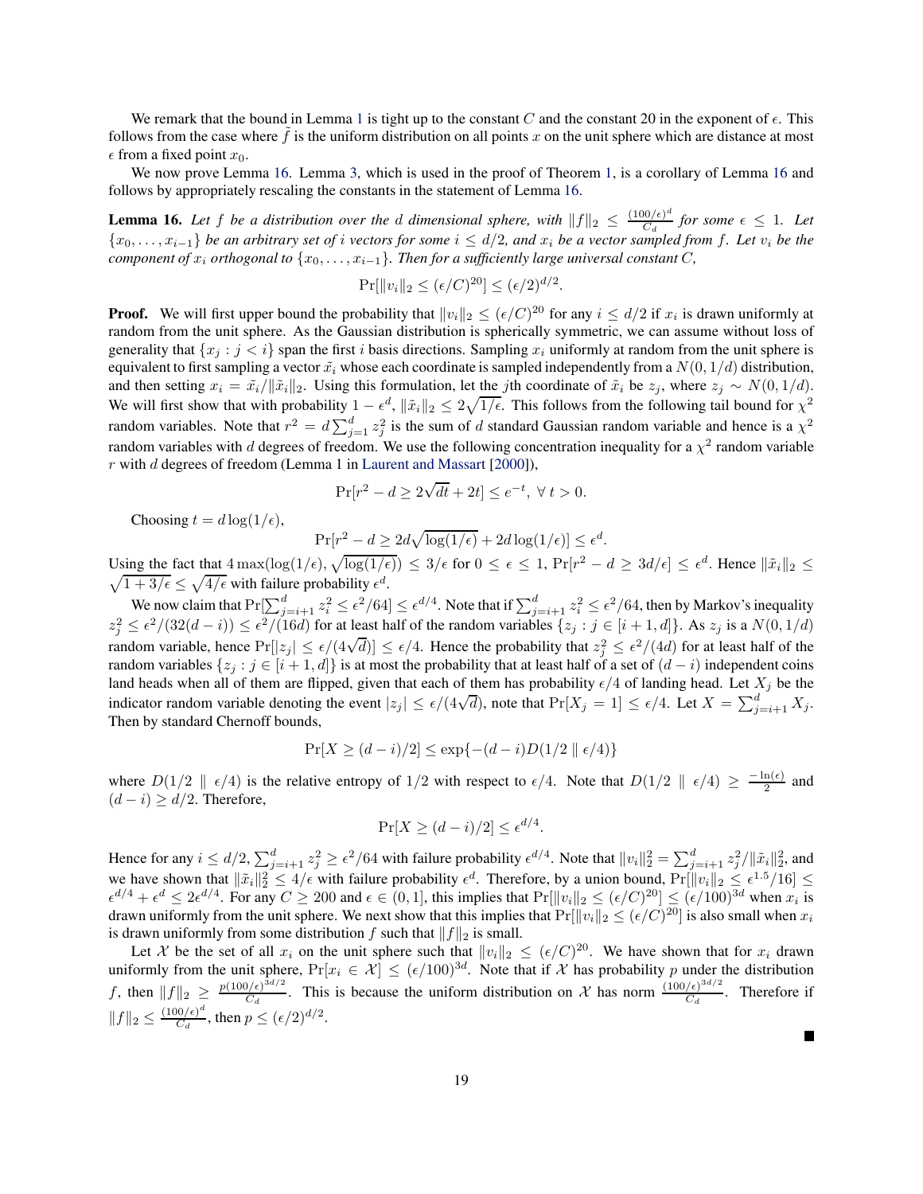We remark that the bound in Lemma 1 is tight up to the constant $C$ and the constant 20 in the exponent of $\epsilon$. This follows from the case where $\tilde{f}$ is the uniform distribution on all points $x$ on the unit sphere which are distance at most $\epsilon$ from a fixed point $x_0$.

We now prove Lemma 16. Lemma 3, which is used in the proof of Theorem 1, is a corollary of Lemma 16 and follows by appropriately rescaling the constants in the statement of Lemma 16.

**Lemma 16.** *Let $f$ be a distribution over the $d$ dimensional sphere, with $\|f\|_2 \le \frac{(100/\epsilon)^d}{C_d}$ for some $\epsilon \le 1$. Let $\{x_0, \dots, x_{i-1}\}$ be an arbitrary set of $i$ vectors for some $i \le d/2$, and $x_i$ be a vector sampled from $f$. Let $v_i$ be the component of $x_i$ orthogonal to $\{x_0, \dots, x_{i-1}\}$. Then for a sufficiently large universal constant $C$,*

$$\Pr[\|v_i\|_2 \le (\epsilon/C)^{20}] \le (\epsilon/2)^{d/2}.$$

**Proof.** We will first upper bound the probability that $\|v_i\|_2 \le (\epsilon/C)^{20}$ for any $i \le d/2$ if $x_i$ is drawn uniformly at random from the unit sphere. As the Gaussian distribution is spherically symmetric, we can assume without loss of generality that $\{x_j : j < i\}$ span the first $i$ basis directions. Sampling $x_i$ uniformly at random from the unit sphere is equivalent to first sampling a vector $\tilde{x}_i$ whose each coordinate is sampled independently from a $N(0, 1/d)$ distribution, and then setting $x_i = \tilde{x}_i / \|\tilde{x}_i\|_2$. Using this formulation, let the $j$th coordinate of $\tilde{x}_i$ be $z_j$, where $z_j \sim N(0, 1/d)$. We will first show that with probability $1 - \epsilon^d$, $\|\tilde{x}_i\|_2 \le 2\sqrt{1/\epsilon}$. This follows from the following tail bound for $\chi^2$ random variables. Note that $r^2 = d \sum_{j=1}^{d} z_j^2$ is the sum of $d$ standard Gaussian random variable and hence is a $\chi^2$ random variables with $d$ degrees of freedom. We use the following concentration inequality for a $\chi^2$ random variable $r$ with $d$ degrees of freedom (Lemma 1 in Laurent and Massart [2000]),

$$\Pr[r^2 - d \ge 2\sqrt{dt} + 2t] \le e^{-t}, \ \forall\, t > 0.$$

Choosing $t = d\log(1/\epsilon)$,

$$\Pr[r^2 - d \ge 2d\sqrt{\log(1/\epsilon)} + 2d\log(1/\epsilon)] \le \epsilon^d.$$

Using the fact that $4\max(\log(1/\epsilon), \sqrt{\log(1/\epsilon)}) \le 3/\epsilon$ for $0 \le \epsilon \le 1$, $\Pr[r^2 - d \ge 3d/\epsilon] \le \epsilon^d$. Hence $\|\tilde{x}_i\|_2 \le \sqrt{1 + 3/\epsilon} \le \sqrt{4/\epsilon}$ with failure probability $\epsilon^d$.

We now claim that $\Pr[\sum_{j=i+1}^{d} z_i^2 \le \epsilon^2/64] \le \epsilon^{d/4}$. Note that if $\sum_{j=i+1}^{d} z_i^2 \le \epsilon^2/64$, then by Markov's inequality $z_j^2 \le \epsilon^2/(32(d-i)) \le \epsilon^2/(16d)$ for at least half of the random variables $\{z_j : j \in [i+1, d]\}$. As $z_j$ is a $N(0, 1/d)$ random variable, hence $\Pr[|z_j| \le \epsilon/(4\sqrt{d})] \le \epsilon/4$. Hence the probability that $z_j^2 \le \epsilon^2/(4d)$ for at least half of the random variables $\{z_j : j \in [i+1, d]\}$ is at most the probability that at least half of a set of $(d-i)$ independent coins land heads when all of them are flipped, given that each of them has probability $\epsilon/4$ of landing head. Let $X_j$ be the indicator random variable denoting the event $|z_j| \le \epsilon/(4\sqrt{d})$, note that $\Pr[X_j = 1] \le \epsilon/4$. Let $X = \sum_{j=i+1}^{d} X_j$. Then by standard Chernoff bounds,

$$\Pr[X \ge (d-i)/2] \le \exp\{-(d-i)D(1/2 \parallel \epsilon/4)\}$$

where $D(1/2 \parallel \epsilon/4)$ is the relative entropy of $1/2$ with respect to $\epsilon/4$. Note that $D(1/2 \parallel \epsilon/4) \ge \frac{-\ln(\epsilon)}{2}$ and $(d-i) \ge d/2$. Therefore,

$$\Pr[X \ge (d-i)/2] \le \epsilon^{d/4}.$$

Hence for any $i \le d/2$, $\sum_{j=i+1}^{d} z_j^2 \ge \epsilon^2/64$ with failure probability $\epsilon^{d/4}$. Note that $\|v_i\|_2^2 = \sum_{j=i+1}^{d} z_j^2 / \|\tilde{x}_i\|_2^2$, and we have shown that $\|\tilde{x}_i\|_2^2 \le 4/\epsilon$ with failure probability $\epsilon^d$. Therefore, by a union bound, $\Pr[\|v_i\|_2 \le \epsilon^{1.5}/16] \le \epsilon^{d/4} + \epsilon^d \le 2\epsilon^{d/4}$. For any $C \ge 200$ and $\epsilon \in (0, 1]$, this implies that $\Pr[\|v_i\|_2 \le (\epsilon/C)^{20}] \le (\epsilon/100)^{3d}$ when $x_i$ is drawn uniformly from the unit sphere. We next show that this implies that $\Pr[\|v_i\|_2 \le (\epsilon/C)^{20}]$ is also small when $x_i$ is drawn uniformly from some distribution $f$ such that $\|f\|_2$ is small.

Let $\mathcal{X}$ be the set of all $x_i$ on the unit sphere such that $\|v_i\|_2 \le (\epsilon/C)^{20}$. We have shown that for $x_i$ drawn uniformly from the unit sphere, $\Pr[x_i \in \mathcal{X}] \le (\epsilon/100)^{3d}$. Note that if $\mathcal{X}$ has probability $p$ under the distribution $f$, then $\|f\|_2 \ge \frac{p(100/\epsilon)^{3d/2}}{C_d}$. This is because the uniform distribution on $\mathcal{X}$ has norm $\frac{(100/\epsilon)^{3d/2}}{C_d}$. Therefore if $\|f\|_2 \le \frac{(100/\epsilon)^d}{C_d}$, then $p \le (\epsilon/2)^{d/2}$.

∎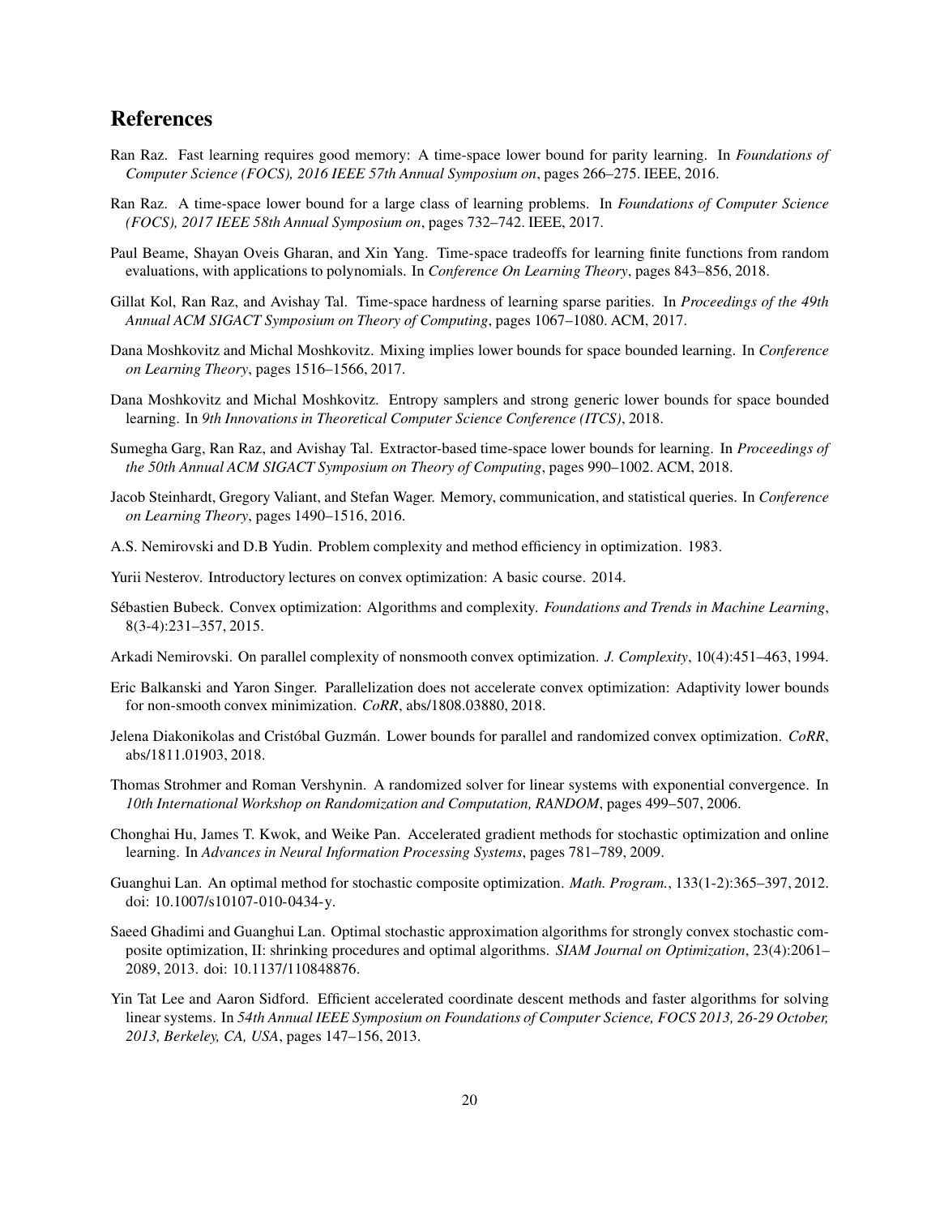## References

Ran Raz. Fast learning requires good memory: A time-space lower bound for parity learning. In *Foundations of Computer Science (FOCS), 2016 IEEE 57th Annual Symposium on*, pages 266–275. IEEE, 2016.

Ran Raz. A time-space lower bound for a large class of learning problems. In *Foundations of Computer Science (FOCS), 2017 IEEE 58th Annual Symposium on*, pages 732–742. IEEE, 2017.

Paul Beame, Shayan Oveis Gharan, and Xin Yang. Time-space tradeoffs for learning finite functions from random evaluations, with applications to polynomials. In *Conference On Learning Theory*, pages 843–856, 2018.

Gillat Kol, Ran Raz, and Avishay Tal. Time-space hardness of learning sparse parities. In *Proceedings of the 49th Annual ACM SIGACT Symposium on Theory of Computing*, pages 1067–1080. ACM, 2017.

Dana Moshkovitz and Michal Moshkovitz. Mixing implies lower bounds for space bounded learning. In *Conference on Learning Theory*, pages 1516–1566, 2017.

Dana Moshkovitz and Michal Moshkovitz. Entropy samplers and strong generic lower bounds for space bounded learning. In *9th Innovations in Theoretical Computer Science Conference (ITCS)*, 2018.

Sumegha Garg, Ran Raz, and Avishay Tal. Extractor-based time-space lower bounds for learning. In *Proceedings of the 50th Annual ACM SIGACT Symposium on Theory of Computing*, pages 990–1002. ACM, 2018.

Jacob Steinhardt, Gregory Valiant, and Stefan Wager. Memory, communication, and statistical queries. In *Conference on Learning Theory*, pages 1490–1516, 2016.

A.S. Nemirovski and D.B Yudin. Problem complexity and method efficiency in optimization. 1983.

Yurii Nesterov. Introductory lectures on convex optimization: A basic course. 2014.

Sébastien Bubeck. Convex optimization: Algorithms and complexity. *Foundations and Trends in Machine Learning*, 8(3-4):231–357, 2015.

Arkadi Nemirovski. On parallel complexity of nonsmooth convex optimization. *J. Complexity*, 10(4):451–463, 1994.

Eric Balkanski and Yaron Singer. Parallelization does not accelerate convex optimization: Adaptivity lower bounds for non-smooth convex minimization. *CoRR*, abs/1808.03880, 2018.

Jelena Diakonikolas and Cristóbal Guzmán. Lower bounds for parallel and randomized convex optimization. *CoRR*, abs/1811.01903, 2018.

Thomas Strohmer and Roman Vershynin. A randomized solver for linear systems with exponential convergence. In *10th International Workshop on Randomization and Computation, RANDOM*, pages 499–507, 2006.

Chonghai Hu, James T. Kwok, and Weike Pan. Accelerated gradient methods for stochastic optimization and online learning. In *Advances in Neural Information Processing Systems*, pages 781–789, 2009.

Guanghui Lan. An optimal method for stochastic composite optimization. *Math. Program.*, 133(1-2):365–397, 2012. doi: 10.1007/s10107-010-0434-y.

Saeed Ghadimi and Guanghui Lan. Optimal stochastic approximation algorithms for strongly convex stochastic composite optimization, II: shrinking procedures and optimal algorithms. *SIAM Journal on Optimization*, 23(4):2061–2089, 2013. doi: 10.1137/110848876.

Yin Tat Lee and Aaron Sidford. Efficient accelerated coordinate descent methods and faster algorithms for solving linear systems. In *54th Annual IEEE Symposium on Foundations of Computer Science, FOCS 2013, 26-29 October, 2013, Berkeley, CA, USA*, pages 147–156, 2013.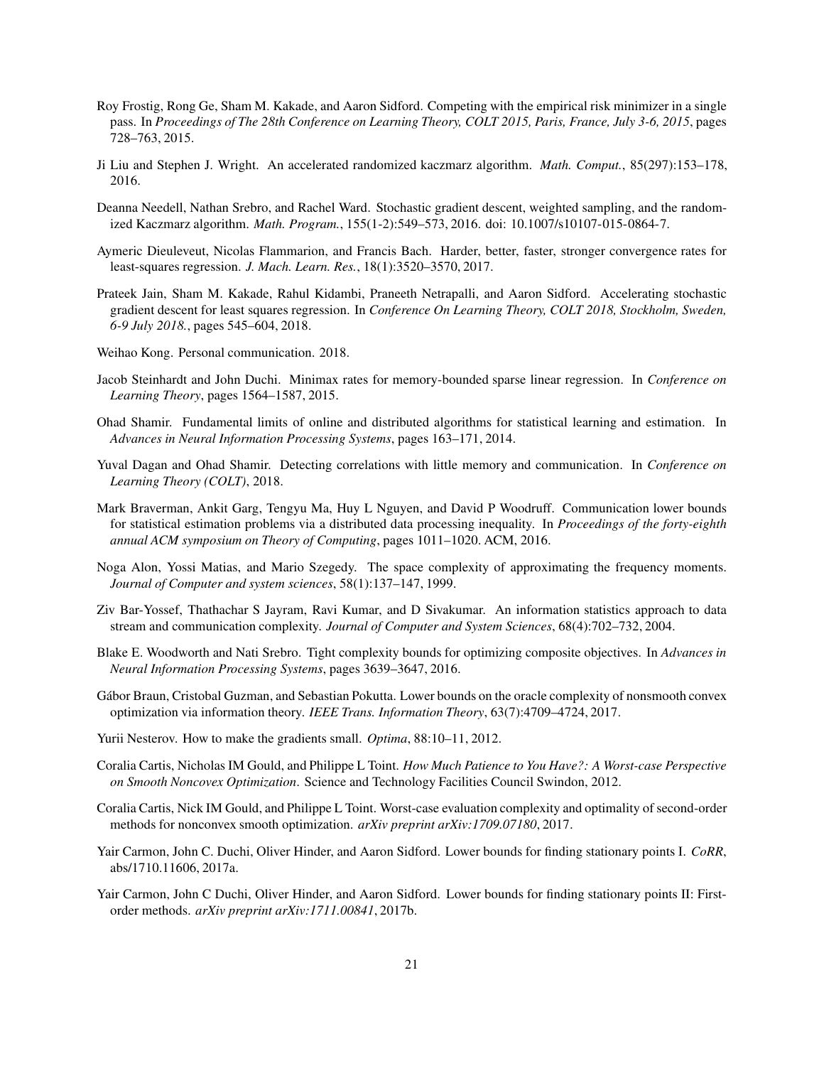Roy Frostig, Rong Ge, Sham M. Kakade, and Aaron Sidford. Competing with the empirical risk minimizer in a single pass. In *Proceedings of The 28th Conference on Learning Theory, COLT 2015, Paris, France, July 3-6, 2015*, pages 728–763, 2015.

Ji Liu and Stephen J. Wright. An accelerated randomized kaczmarz algorithm. *Math. Comput.*, 85(297):153–178, 2016.

Deanna Needell, Nathan Srebro, and Rachel Ward. Stochastic gradient descent, weighted sampling, and the randomized Kaczmarz algorithm. *Math. Program.*, 155(1-2):549–573, 2016. doi: 10.1007/s10107-015-0864-7.

Aymeric Dieuleveut, Nicolas Flammarion, and Francis Bach. Harder, better, faster, stronger convergence rates for least-squares regression. *J. Mach. Learn. Res.*, 18(1):3520–3570, 2017.

Prateek Jain, Sham M. Kakade, Rahul Kidambi, Praneeth Netrapalli, and Aaron Sidford. Accelerating stochastic gradient descent for least squares regression. In *Conference On Learning Theory, COLT 2018, Stockholm, Sweden, 6-9 July 2018.*, pages 545–604, 2018.

Weihao Kong. Personal communication. 2018.

Jacob Steinhardt and John Duchi. Minimax rates for memory-bounded sparse linear regression. In *Conference on Learning Theory*, pages 1564–1587, 2015.

Ohad Shamir. Fundamental limits of online and distributed algorithms for statistical learning and estimation. In *Advances in Neural Information Processing Systems*, pages 163–171, 2014.

Yuval Dagan and Ohad Shamir. Detecting correlations with little memory and communication. In *Conference on Learning Theory (COLT)*, 2018.

Mark Braverman, Ankit Garg, Tengyu Ma, Huy L Nguyen, and David P Woodruff. Communication lower bounds for statistical estimation problems via a distributed data processing inequality. In *Proceedings of the forty-eighth annual ACM symposium on Theory of Computing*, pages 1011–1020. ACM, 2016.

Noga Alon, Yossi Matias, and Mario Szegedy. The space complexity of approximating the frequency moments. *Journal of Computer and system sciences*, 58(1):137–147, 1999.

Ziv Bar-Yossef, Thathachar S Jayram, Ravi Kumar, and D Sivakumar. An information statistics approach to data stream and communication complexity. *Journal of Computer and System Sciences*, 68(4):702–732, 2004.

Blake E. Woodworth and Nati Srebro. Tight complexity bounds for optimizing composite objectives. In *Advances in Neural Information Processing Systems*, pages 3639–3647, 2016.

Gábor Braun, Cristobal Guzman, and Sebastian Pokutta. Lower bounds on the oracle complexity of nonsmooth convex optimization via information theory. *IEEE Trans. Information Theory*, 63(7):4709–4724, 2017.

Yurii Nesterov. How to make the gradients small. *Optima*, 88:10–11, 2012.

Coralia Cartis, Nicholas IM Gould, and Philippe L Toint. *How Much Patience to You Have?: A Worst-case Perspective on Smooth Noncovex Optimization*. Science and Technology Facilities Council Swindon, 2012.

Coralia Cartis, Nick IM Gould, and Philippe L Toint. Worst-case evaluation complexity and optimality of second-order methods for nonconvex smooth optimization. *arXiv preprint arXiv:1709.07180*, 2017.

Yair Carmon, John C. Duchi, Oliver Hinder, and Aaron Sidford. Lower bounds for finding stationary points I. *CoRR*, abs/1710.11606, 2017a.

Yair Carmon, John C Duchi, Oliver Hinder, and Aaron Sidford. Lower bounds for finding stationary points II: First-order methods. *arXiv preprint arXiv:1711.00841*, 2017b.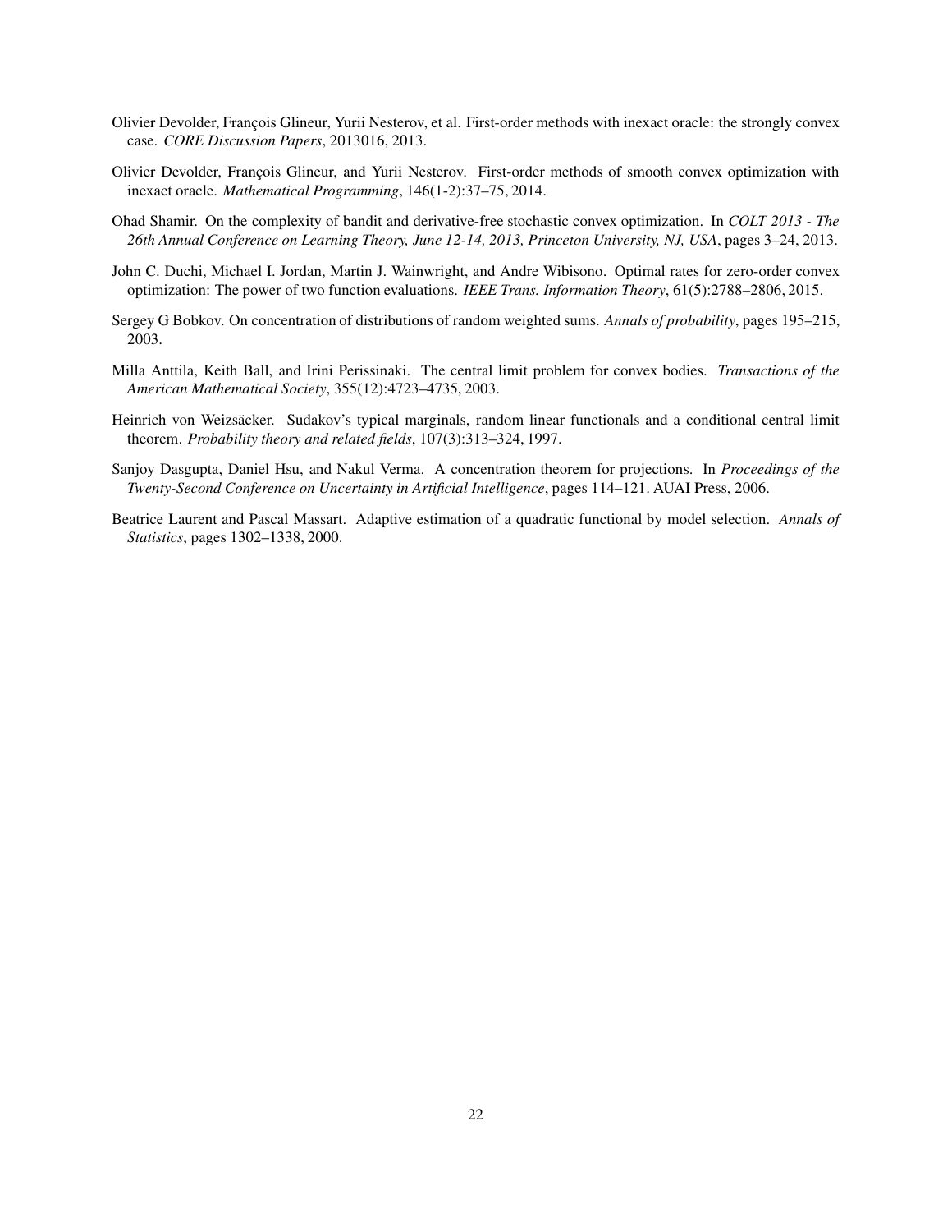Olivier Devolder, François Glineur, Yurii Nesterov, et al. First-order methods with inexact oracle: the strongly convex case. *CORE Discussion Papers*, 2013016, 2013.

Olivier Devolder, François Glineur, and Yurii Nesterov. First-order methods of smooth convex optimization with inexact oracle. *Mathematical Programming*, 146(1-2):37–75, 2014.

Ohad Shamir. On the complexity of bandit and derivative-free stochastic convex optimization. In *COLT 2013 - The 26th Annual Conference on Learning Theory, June 12-14, 2013, Princeton University, NJ, USA*, pages 3–24, 2013.

John C. Duchi, Michael I. Jordan, Martin J. Wainwright, and Andre Wibisono. Optimal rates for zero-order convex optimization: The power of two function evaluations. *IEEE Trans. Information Theory*, 61(5):2788–2806, 2015.

Sergey G Bobkov. On concentration of distributions of random weighted sums. *Annals of probability*, pages 195–215, 2003.

Milla Anttila, Keith Ball, and Irini Perissinaki. The central limit problem for convex bodies. *Transactions of the American Mathematical Society*, 355(12):4723–4735, 2003.

Heinrich von Weizsäcker. Sudakov's typical marginals, random linear functionals and a conditional central limit theorem. *Probability theory and related fields*, 107(3):313–324, 1997.

Sanjoy Dasgupta, Daniel Hsu, and Nakul Verma. A concentration theorem for projections. In *Proceedings of the Twenty-Second Conference on Uncertainty in Artificial Intelligence*, pages 114–121. AUAI Press, 2006.

Beatrice Laurent and Pascal Massart. Adaptive estimation of a quadratic functional by model selection. *Annals of Statistics*, pages 1302–1338, 2000.